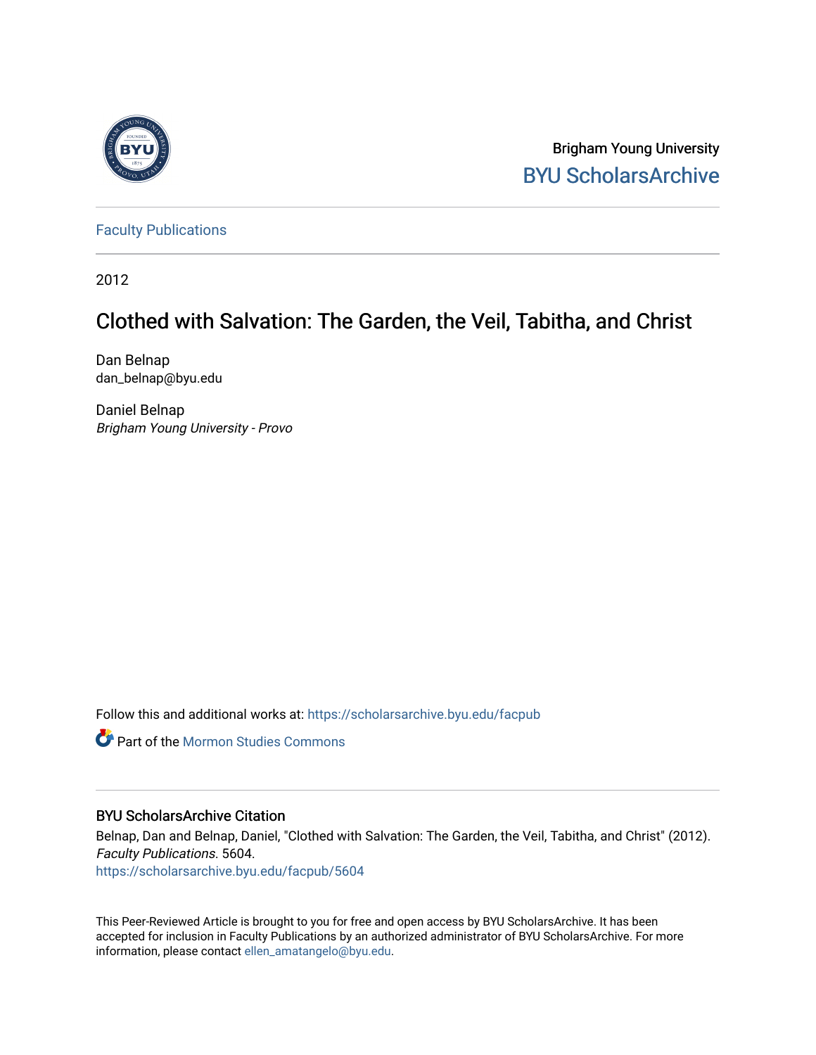Brigham Young University

BYU ScholarsArchive

Faculty Publications

2012

# Clothed with Salvation: The Garden, the Veil, Tabitha, and Christ

Dan Belnap
dan_belnap@byu.edu

Daniel Belnap
*Brigham Young University - Provo*

Follow this and additional works at: https://scholarsarchive.byu.edu/facpub

Part of the Mormon Studies Commons

## BYU ScholarsArchive Citation

Belnap, Dan and Belnap, Daniel, "Clothed with Salvation: The Garden, the Veil, Tabitha, and Christ" (2012). *Faculty Publications*. 5604.
https://scholarsarchive.byu.edu/facpub/5604

This Peer-Reviewed Article is brought to you for free and open access by BYU ScholarsArchive. It has been accepted for inclusion in Faculty Publications by an authorized administrator of BYU ScholarsArchive. For more information, please contact ellen_amatangelo@byu.edu.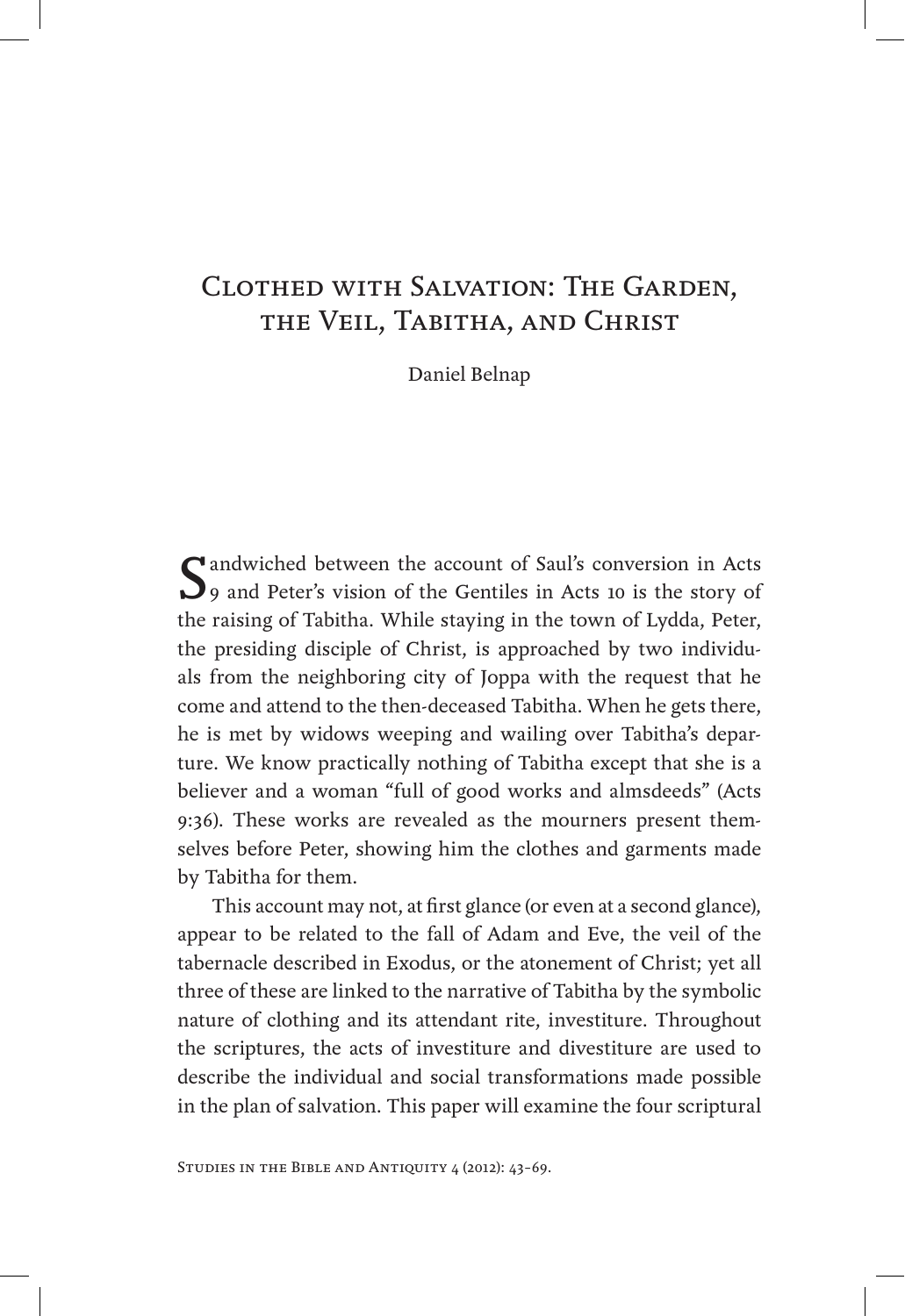# Clothed with Salvation: The Garden, the Veil, Tabitha, and Christ

Daniel Belnap

Sandwiched between the account of Saul's conversion in Acts 9 and Peter's vision of the Gentiles in Acts 10 is the story of the raising of Tabitha. While staying in the town of Lydda, Peter, the presiding disciple of Christ, is approached by two individuals from the neighboring city of Joppa with the request that he come and attend to the then-deceased Tabitha. When he gets there, he is met by widows weeping and wailing over Tabitha's departure. We know practically nothing of Tabitha except that she is a believer and a woman "full of good works and almsdeeds" (Acts 9:36). These works are revealed as the mourners present themselves before Peter, showing him the clothes and garments made by Tabitha for them.

This account may not, at first glance (or even at a second glance), appear to be related to the fall of Adam and Eve, the veil of the tabernacle described in Exodus, or the atonement of Christ; yet all three of these are linked to the narrative of Tabitha by the symbolic nature of clothing and its attendant rite, investiture. Throughout the scriptures, the acts of investiture and divestiture are used to describe the individual and social transformations made possible in the plan of salvation. This paper will examine the four scriptural

Studies in the Bible and Antiquity 4 (2012): 43–69.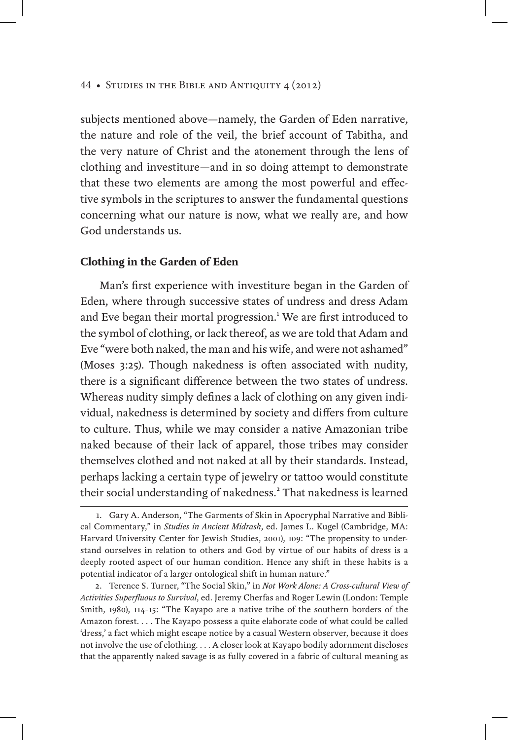subjects mentioned above—namely, the Garden of Eden narrative, the nature and role of the veil, the brief account of Tabitha, and the very nature of Christ and the atonement through the lens of clothing and investiture—and in so doing attempt to demonstrate that these two elements are among the most powerful and effective symbols in the scriptures to answer the fundamental questions concerning what our nature is now, what we really are, and how God understands us.

### Clothing in the Garden of Eden

Man's first experience with investiture began in the Garden of Eden, where through successive states of undress and dress Adam and Eve began their mortal progression.[1] We are first introduced to the symbol of clothing, or lack thereof, as we are told that Adam and Eve "were both naked, the man and his wife, and were not ashamed" (Moses 3:25). Though nakedness is often associated with nudity, there is a significant difference between the two states of undress. Whereas nudity simply defines a lack of clothing on any given individual, nakedness is determined by society and differs from culture to culture. Thus, while we may consider a native Amazonian tribe naked because of their lack of apparel, those tribes may consider themselves clothed and not naked at all by their standards. Instead, perhaps lacking a certain type of jewelry or tattoo would constitute their social understanding of nakedness.[2] That nakedness is learned

---

1. Gary A. Anderson, "The Garments of Skin in Apocryphal Narrative and Biblical Commentary," in *Studies in Ancient Midrash*, ed. James L. Kugel (Cambridge, MA: Harvard University Center for Jewish Studies, 2001), 109: "The propensity to understand ourselves in relation to others and God by virtue of our habits of dress is a deeply rooted aspect of our human condition. Hence any shift in these habits is a potential indicator of a larger ontological shift in human nature."

2. Terence S. Turner, "The Social Skin," in *Not Work Alone: A Cross-cultural View of Activities Superfluous to Survival*, ed. Jeremy Cherfas and Roger Lewin (London: Temple Smith, 1980), 114–15: "The Kayapo are a native tribe of the southern borders of the Amazon forest. . . . The Kayapo possess a quite elaborate code of what could be called 'dress,' a fact which might escape notice by a casual Western observer, because it does not involve the use of clothing. . . . A closer look at Kayapo bodily adornment discloses that the apparently naked savage is as fully covered in a fabric of cultural meaning as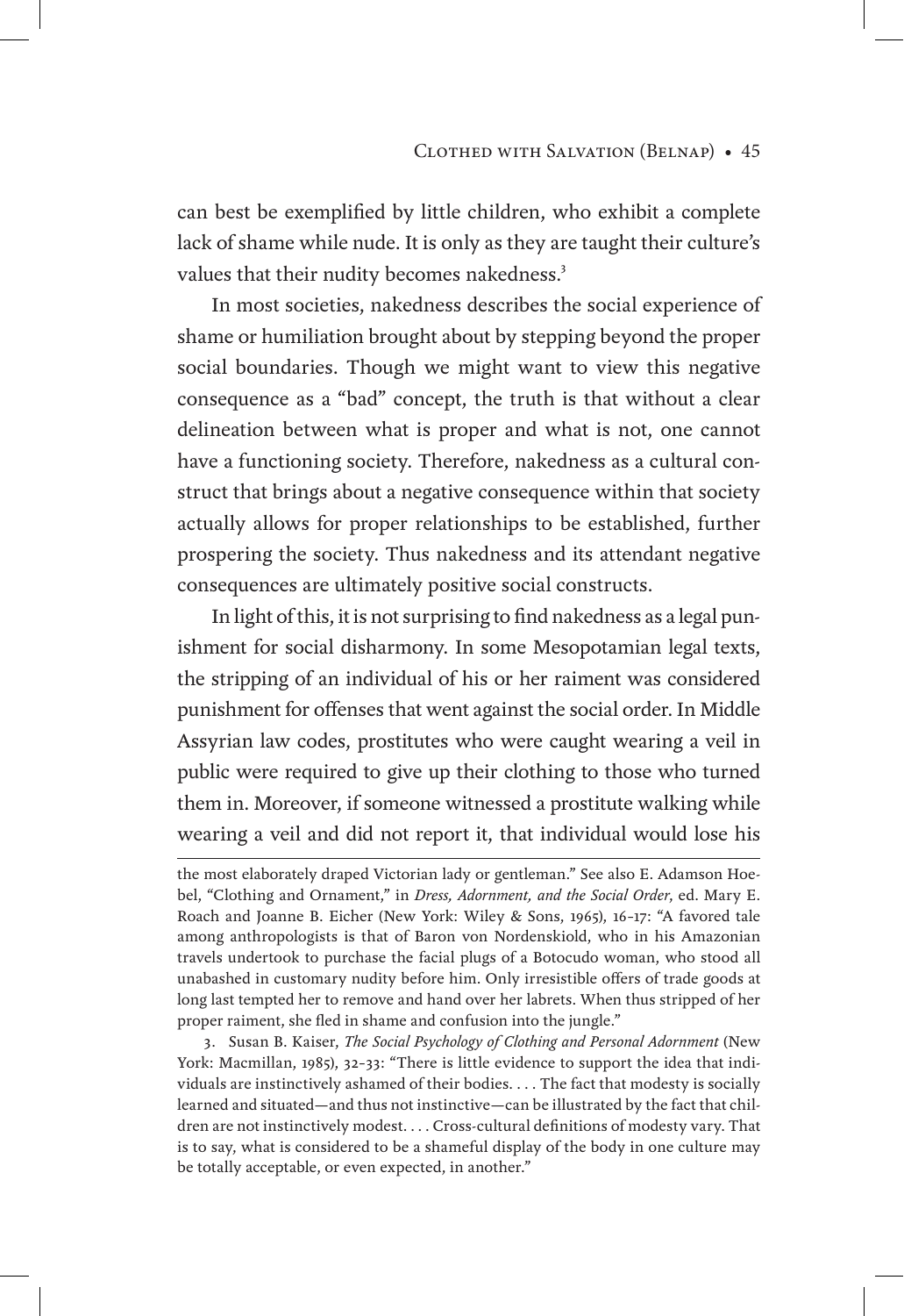can best be exemplified by little children, who exhibit a complete lack of shame while nude. It is only as they are taught their culture's values that their nudity becomes nakedness.[3]

In most societies, nakedness describes the social experience of shame or humiliation brought about by stepping beyond the proper social boundaries. Though we might want to view this negative consequence as a "bad" concept, the truth is that without a clear delineation between what is proper and what is not, one cannot have a functioning society. Therefore, nakedness as a cultural construct that brings about a negative consequence within that society actually allows for proper relationships to be established, further prospering the society. Thus nakedness and its attendant negative consequences are ultimately positive social constructs.

In light of this, it is not surprising to find nakedness as a legal punishment for social disharmony. In some Mesopotamian legal texts, the stripping of an individual of his or her raiment was considered punishment for offenses that went against the social order. In Middle Assyrian law codes, prostitutes who were caught wearing a veil in public were required to give up their clothing to those who turned them in. Moreover, if someone witnessed a prostitute walking while wearing a veil and did not report it, that individual would lose his

---

the most elaborately draped Victorian lady or gentleman." See also E. Adamson Hoebel, "Clothing and Ornament," in *Dress, Adornment, and the Social Order*, ed. Mary E. Roach and Joanne B. Eicher (New York: Wiley & Sons, 1965), 16–17: "A favored tale among anthropologists is that of Baron von Nordenskiold, who in his Amazonian travels undertook to purchase the facial plugs of a Botocudo woman, who stood all unabashed in customary nudity before him. Only irresistible offers of trade goods at long last tempted her to remove and hand over her labrets. When thus stripped of her proper raiment, she fled in shame and confusion into the jungle."

3. Susan B. Kaiser, *The Social Psychology of Clothing and Personal Adornment* (New York: Macmillan, 1985), 32–33: "There is little evidence to support the idea that individuals are instinctively ashamed of their bodies. . . . The fact that modesty is socially learned and situated—and thus not instinctive—can be illustrated by the fact that children are not instinctively modest. . . . Cross-cultural definitions of modesty vary. That is to say, what is considered to be a shameful display of the body in one culture may be totally acceptable, or even expected, in another."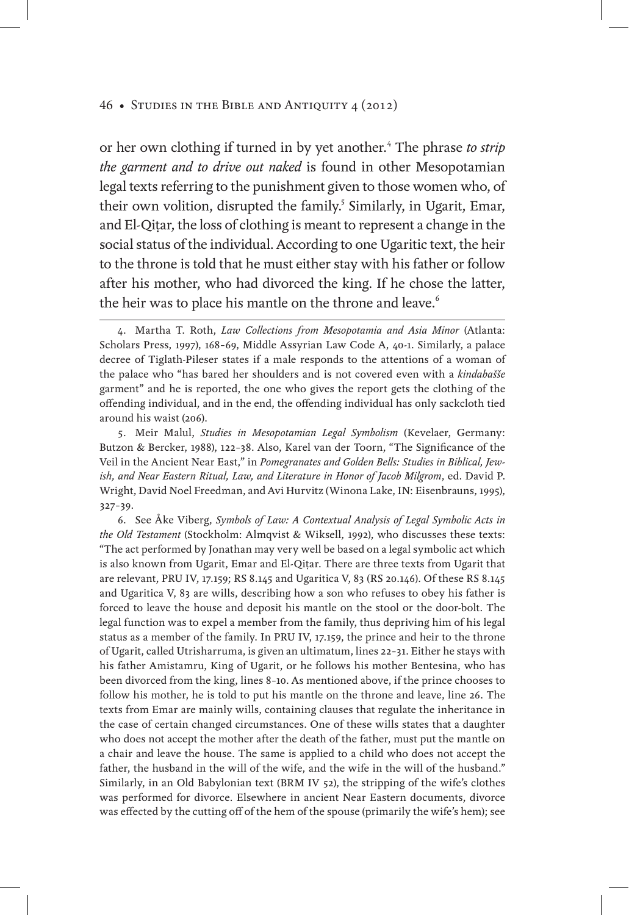or her own clothing if turned in by yet another.[4] The phrase *to strip the garment and to drive out naked* is found in other Mesopotamian legal texts referring to the punishment given to those women who, of their own volition, disrupted the family.[5] Similarly, in Ugarit, Emar, and El-Qiṭar, the loss of clothing is meant to represent a change in the social status of the individual. According to one Ugaritic text, the heir to the throne is told that he must either stay with his father or follow after his mother, who had divorced the king. If he chose the latter, the heir was to place his mantle on the throne and leave.[6]

---

4. Martha T. Roth, *Law Collections from Mesopotamia and Asia Minor* (Atlanta: Scholars Press, 1997), 168–69, Middle Assyrian Law Code A, 40-1. Similarly, a palace decree of Tiglath-Pileser states if a male responds to the attentions of a woman of the palace who "has bared her shoulders and is not covered even with a *kindabašše* garment" and he is reported, the one who gives the report gets the clothing of the offending individual, and in the end, the offending individual has only sackcloth tied around his waist (206).

5. Meir Malul, *Studies in Mesopotamian Legal Symbolism* (Kevelaer, Germany: Butzon & Bercker, 1988), 122–38. Also, Karel van der Toorn, "The Significance of the Veil in the Ancient Near East," in *Pomegranates and Golden Bells: Studies in Biblical, Jewish, and Near Eastern Ritual, Law, and Literature in Honor of Jacob Milgrom*, ed. David P. Wright, David Noel Freedman, and Avi Hurvitz (Winona Lake, IN: Eisenbrauns, 1995), 327–39.

6. See Åke Viberg, *Symbols of Law: A Contextual Analysis of Legal Symbolic Acts in the Old Testament* (Stockholm: Almqvist & Wiksell, 1992), who discusses these texts: "The act performed by Jonathan may very well be based on a legal symbolic act which is also known from Ugarit, Emar and El-Qiṭar. There are three texts from Ugarit that are relevant, PRU IV, 17.159; RS 8.145 and Ugaritica V, 83 (RS 20.146). Of these RS 8.145 and Ugaritica V, 83 are wills, describing how a son who refuses to obey his father is forced to leave the house and deposit his mantle on the stool or the door-bolt. The legal function was to expel a member from the family, thus depriving him of his legal status as a member of the family. In PRU IV, 17.159, the prince and heir to the throne of Ugarit, called Utrisharruma, is given an ultimatum, lines 22–31. Either he stays with his father Amistamru, King of Ugarit, or he follows his mother Bentesina, who has been divorced from the king, lines 8–10. As mentioned above, if the prince chooses to follow his mother, he is told to put his mantle on the throne and leave, line 26. The texts from Emar are mainly wills, containing clauses that regulate the inheritance in the case of certain changed circumstances. One of these wills states that a daughter who does not accept the mother after the death of the father, must put the mantle on a chair and leave the house. The same is applied to a child who does not accept the father, the husband in the will of the wife, and the wife in the will of the husband." Similarly, in an Old Babylonian text (BRM IV 52), the stripping of the wife's clothes was performed for divorce. Elsewhere in ancient Near Eastern documents, divorce was effected by the cutting off of the hem of the spouse (primarily the wife's hem); see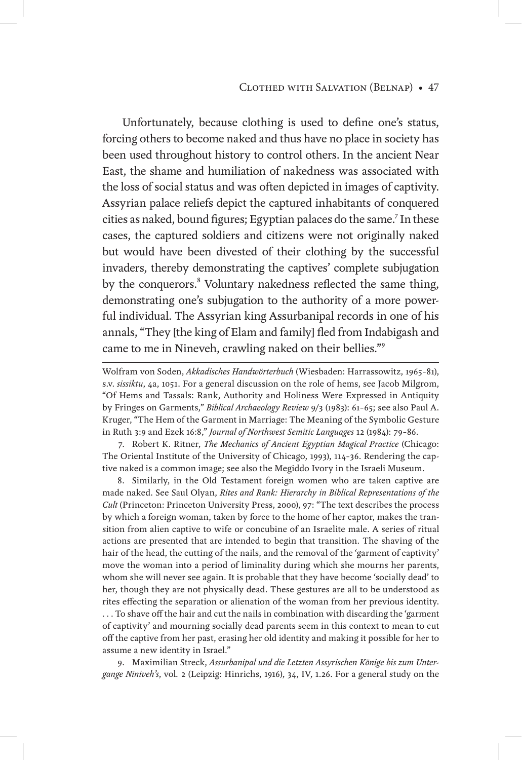Unfortunately, because clothing is used to define one's status, forcing others to become naked and thus have no place in society has been used throughout history to control others. In the ancient Near East, the shame and humiliation of nakedness was associated with the loss of social status and was often depicted in images of captivity. Assyrian palace reliefs depict the captured inhabitants of conquered cities as naked, bound figures; Egyptian palaces do the same.[7] In these cases, the captured soldiers and citizens were not originally naked but would have been divested of their clothing by the successful invaders, thereby demonstrating the captives' complete subjugation by the conquerors.[8] Voluntary nakedness reflected the same thing, demonstrating one's subjugation to the authority of a more powerful individual. The Assyrian king Assurbanipal records in one of his annals, "They [the king of Elam and family] fled from Indabigash and came to me in Nineveh, crawling naked on their bellies."[9]

---

Wolfram von Soden, *Akkadisches Handwörterbuch* (Wiesbaden: Harrassowitz, 1965–81), s.v. *sissiktu*, 4a, 1051. For a general discussion on the role of hems, see Jacob Milgrom, "Of Hems and Tassals: Rank, Authority and Holiness Were Expressed in Antiquity by Fringes on Garments," *Biblical Archaeology Review* 9/3 (1983): 61–65; see also Paul A. Kruger, "The Hem of the Garment in Marriage: The Meaning of the Symbolic Gesture in Ruth 3:9 and Ezek 16:8," *Journal of Northwest Semitic Languages* 12 (1984): 79–86.

7. Robert K. Ritner, *The Mechanics of Ancient Egyptian Magical Practice* (Chicago: The Oriental Institute of the University of Chicago, 1993), 114–36. Rendering the captive naked is a common image; see also the Megiddo Ivory in the Israeli Museum.

8. Similarly, in the Old Testament foreign women who are taken captive are made naked. See Saul Olyan, *Rites and Rank: Hierarchy in Biblical Representations of the Cult* (Princeton: Princeton University Press, 2000), 97: "The text describes the process by which a foreign woman, taken by force to the home of her captor, makes the transition from alien captive to wife or concubine of an Israelite male. A series of ritual actions are presented that are intended to begin that transition. The shaving of the hair of the head, the cutting of the nails, and the removal of the 'garment of captivity' move the woman into a period of liminality during which she mourns her parents, whom she will never see again. It is probable that they have become 'socially dead' to her, though they are not physically dead. These gestures are all to be understood as rites effecting the separation or alienation of the woman from her previous identity. . . . To shave off the hair and cut the nails in combination with discarding the 'garment of captivity' and mourning socially dead parents seem in this context to mean to cut off the captive from her past, erasing her old identity and making it possible for her to assume a new identity in Israel."

9. Maximilian Streck, *Assurbanipal und die Letzten Assyrischen Könige bis zum Untergange Niniveh's*, vol. 2 (Leipzig: Hinrichs, 1916), 34, IV, 1.26. For a general study on the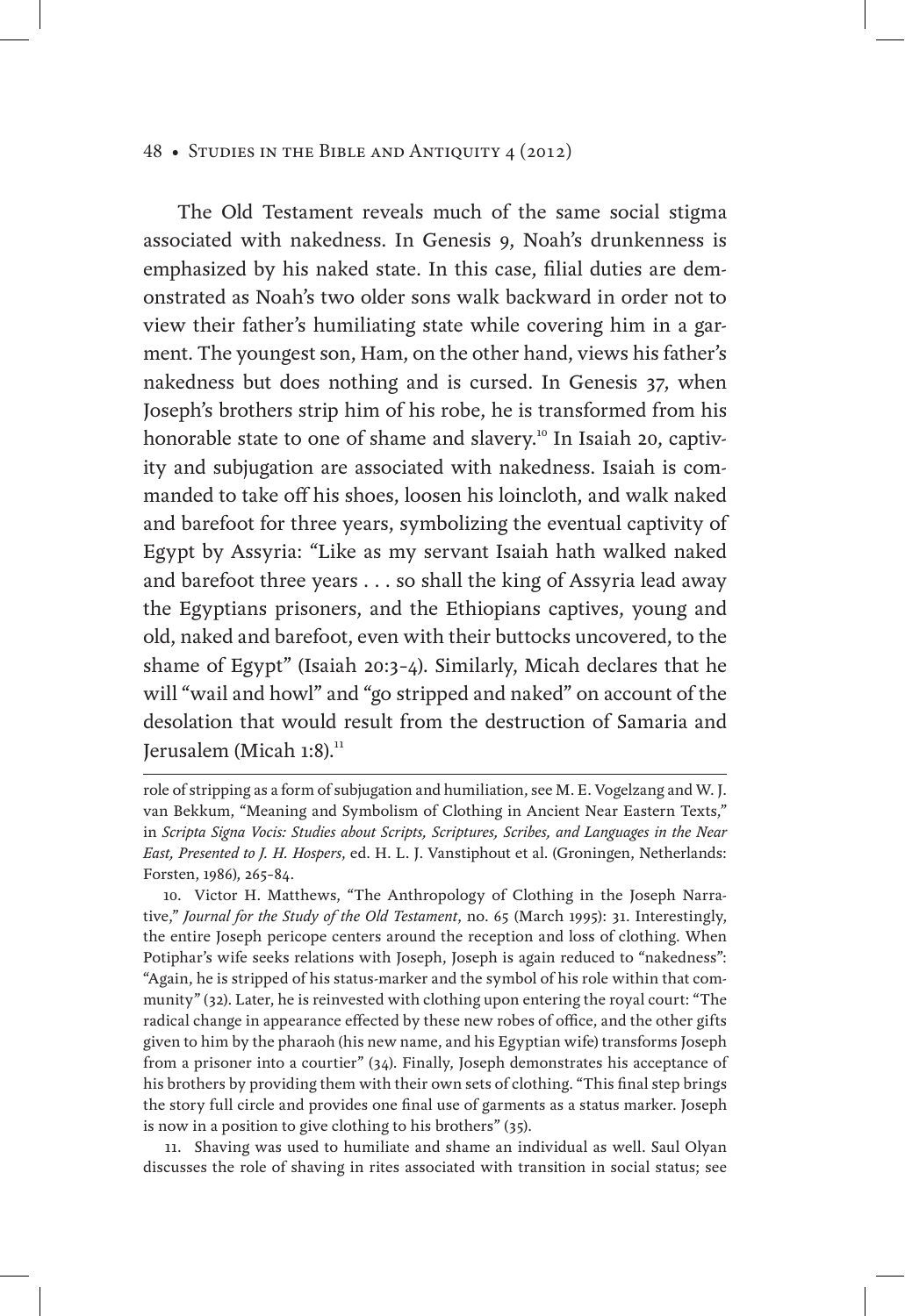The Old Testament reveals much of the same social stigma associated with nakedness. In Genesis 9, Noah's drunkenness is emphasized by his naked state. In this case, filial duties are demonstrated as Noah's two older sons walk backward in order not to view their father's humiliating state while covering him in a garment. The youngest son, Ham, on the other hand, views his father's nakedness but does nothing and is cursed. In Genesis 37, when Joseph's brothers strip him of his robe, he is transformed from his honorable state to one of shame and slavery.[10] In Isaiah 20, captivity and subjugation are associated with nakedness. Isaiah is commanded to take off his shoes, loosen his loincloth, and walk naked and barefoot for three years, symbolizing the eventual captivity of Egypt by Assyria: "Like as my servant Isaiah hath walked naked and barefoot three years . . . so shall the king of Assyria lead away the Egyptians prisoners, and the Ethiopians captives, young and old, naked and barefoot, even with their buttocks uncovered, to the shame of Egypt" (Isaiah 20:3–4). Similarly, Micah declares that he will "wail and howl" and "go stripped and naked" on account of the desolation that would result from the destruction of Samaria and Jerusalem (Micah 1:8).[11]

---

role of stripping as a form of subjugation and humiliation, see M. E. Vogelzang and W. J. van Bekkum, "Meaning and Symbolism of Clothing in Ancient Near Eastern Texts," in *Scripta Signa Vocis: Studies about Scripts, Scriptures, Scribes, and Languages in the Near East, Presented to J. H. Hospers*, ed. H. L. J. Vanstiphout et al. (Groningen, Netherlands: Forsten, 1986), 265–84.

10. Victor H. Matthews, "The Anthropology of Clothing in the Joseph Narrative," *Journal for the Study of the Old Testament*, no. 65 (March 1995): 31. Interestingly, the entire Joseph pericope centers around the reception and loss of clothing. When Potiphar's wife seeks relations with Joseph, Joseph is again reduced to "nakedness": "Again, he is stripped of his status-marker and the symbol of his role within that community" (32). Later, he is reinvested with clothing upon entering the royal court: "The radical change in appearance effected by these new robes of office, and the other gifts given to him by the pharaoh (his new name, and his Egyptian wife) transforms Joseph from a prisoner into a courtier" (34). Finally, Joseph demonstrates his acceptance of his brothers by providing them with their own sets of clothing. "This final step brings the story full circle and provides one final use of garments as a status marker. Joseph is now in a position to give clothing to his brothers" (35).

11. Shaving was used to humiliate and shame an individual as well. Saul Olyan discusses the role of shaving in rites associated with transition in social status; see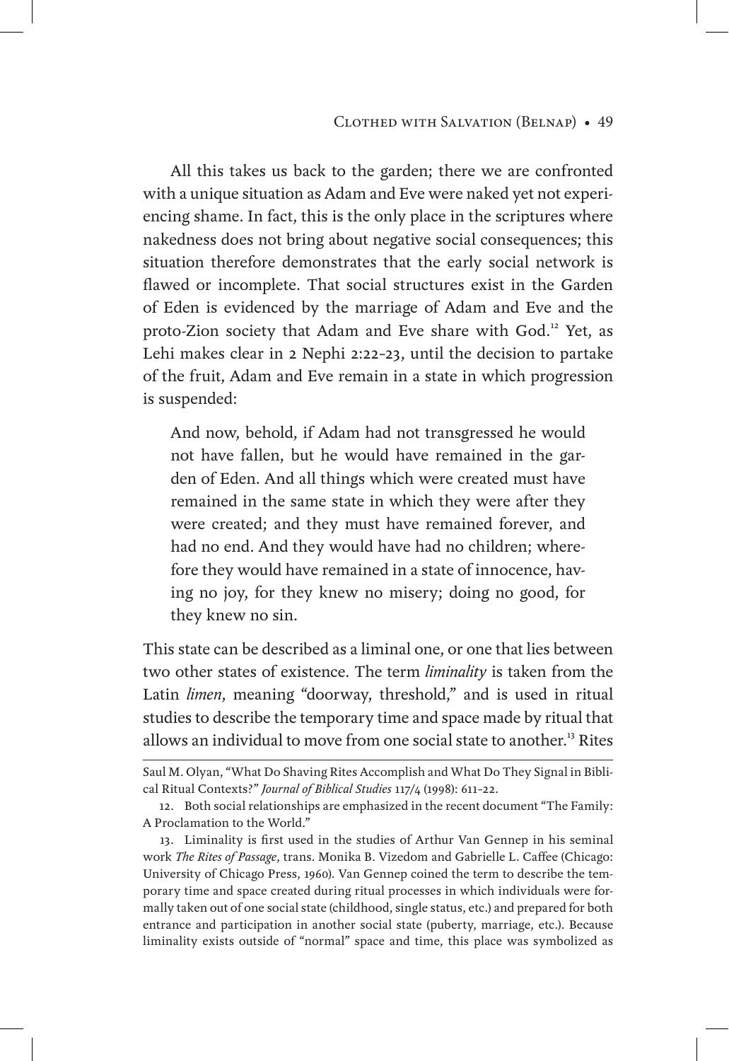All this takes us back to the garden; there we are confronted with a unique situation as Adam and Eve were naked yet not experiencing shame. In fact, this is the only place in the scriptures where nakedness does not bring about negative social consequences; this situation therefore demonstrates that the early social network is flawed or incomplete. That social structures exist in the Garden of Eden is evidenced by the marriage of Adam and Eve and the proto-Zion society that Adam and Eve share with God.[12] Yet, as Lehi makes clear in 2 Nephi 2:22–23, until the decision to partake of the fruit, Adam and Eve remain in a state in which progression is suspended:

> And now, behold, if Adam had not transgressed he would not have fallen, but he would have remained in the garden of Eden. And all things which were created must have remained in the same state in which they were after they were created; and they must have remained forever, and had no end. And they would have had no children; wherefore they would have remained in a state of innocence, having no joy, for they knew no misery; doing no good, for they knew no sin.

This state can be described as a liminal one, or one that lies between two other states of existence. The term *liminality* is taken from the Latin *limen*, meaning "doorway, threshold," and is used in ritual studies to describe the temporary time and space made by ritual that allows an individual to move from one social state to another.[13] Rites

---

Saul M. Olyan, "What Do Shaving Rites Accomplish and What Do They Signal in Biblical Ritual Contexts?" *Journal of Biblical Studies* 117/4 (1998): 611–22.

12. Both social relationships are emphasized in the recent document "The Family: A Proclamation to the World."

13. Liminality is first used in the studies of Arthur Van Gennep in his seminal work *The Rites of Passage*, trans. Monika B. Vizedom and Gabrielle L. Caffee (Chicago: University of Chicago Press, 1960). Van Gennep coined the term to describe the temporary time and space created during ritual processes in which individuals were formally taken out of one social state (childhood, single status, etc.) and prepared for both entrance and participation in another social state (puberty, marriage, etc.). Because liminality exists outside of "normal" space and time, this place was symbolized as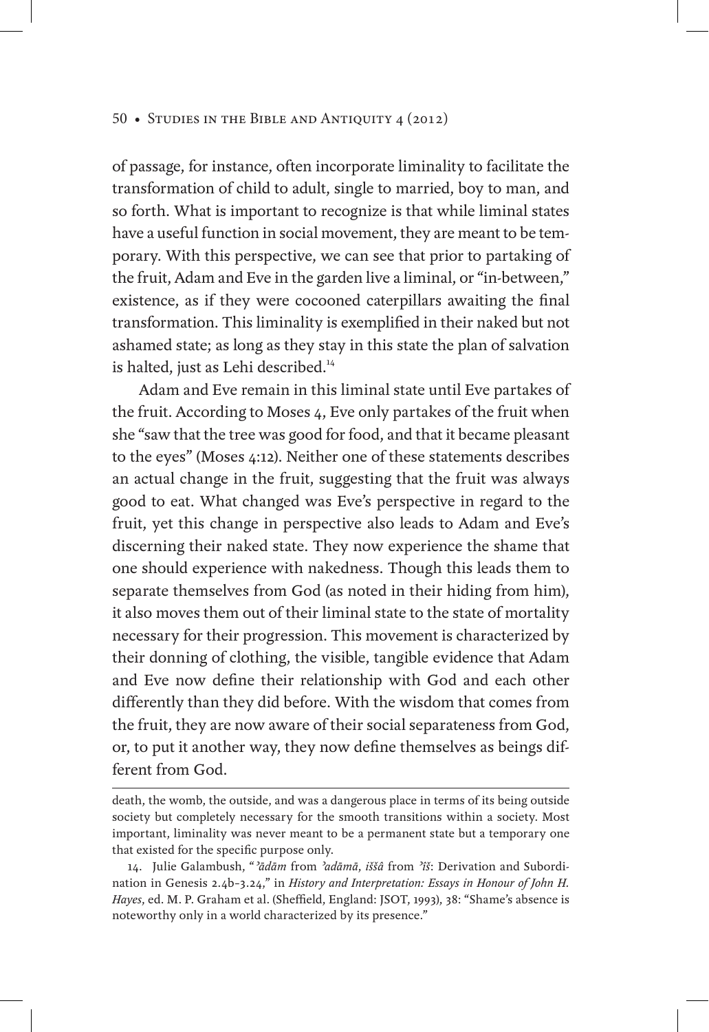of passage, for instance, often incorporate liminality to facilitate the transformation of child to adult, single to married, boy to man, and so forth. What is important to recognize is that while liminal states have a useful function in social movement, they are meant to be temporary. With this perspective, we can see that prior to partaking of the fruit, Adam and Eve in the garden live a liminal, or "in-between," existence, as if they were cocooned caterpillars awaiting the final transformation. This liminality is exemplified in their naked but not ashamed state; as long as they stay in this state the plan of salvation is halted, just as Lehi described.[14]

Adam and Eve remain in this liminal state until Eve partakes of the fruit. According to Moses 4, Eve only partakes of the fruit when she "saw that the tree was good for food, and that it became pleasant to the eyes" (Moses 4:12). Neither one of these statements describes an actual change in the fruit, suggesting that the fruit was always good to eat. What changed was Eve's perspective in regard to the fruit, yet this change in perspective also leads to Adam and Eve's discerning their naked state. They now experience the shame that one should experience with nakedness. Though this leads them to separate themselves from God (as noted in their hiding from him), it also moves them out of their liminal state to the state of mortality necessary for their progression. This movement is characterized by their donning of clothing, the visible, tangible evidence that Adam and Eve now define their relationship with God and each other differently than they did before. With the wisdom that comes from the fruit, they are now aware of their social separateness from God, or, to put it another way, they now define themselves as beings different from God.

---

death, the womb, the outside, and was a dangerous place in terms of its being outside society but completely necessary for the smooth transitions within a society. Most important, liminality was never meant to be a permanent state but a temporary one that existed for the specific purpose only.

14. Julie Galambush, "*ʾādām* from *ʾadāmā*, *iššâ* from *ʾîš*: Derivation and Subordination in Genesis 2.4b–3.24," in *History and Interpretation: Essays in Honour of John H. Hayes*, ed. M. P. Graham et al. (Sheffield, England: JSOT, 1993), 38: "Shame's absence is noteworthy only in a world characterized by its presence."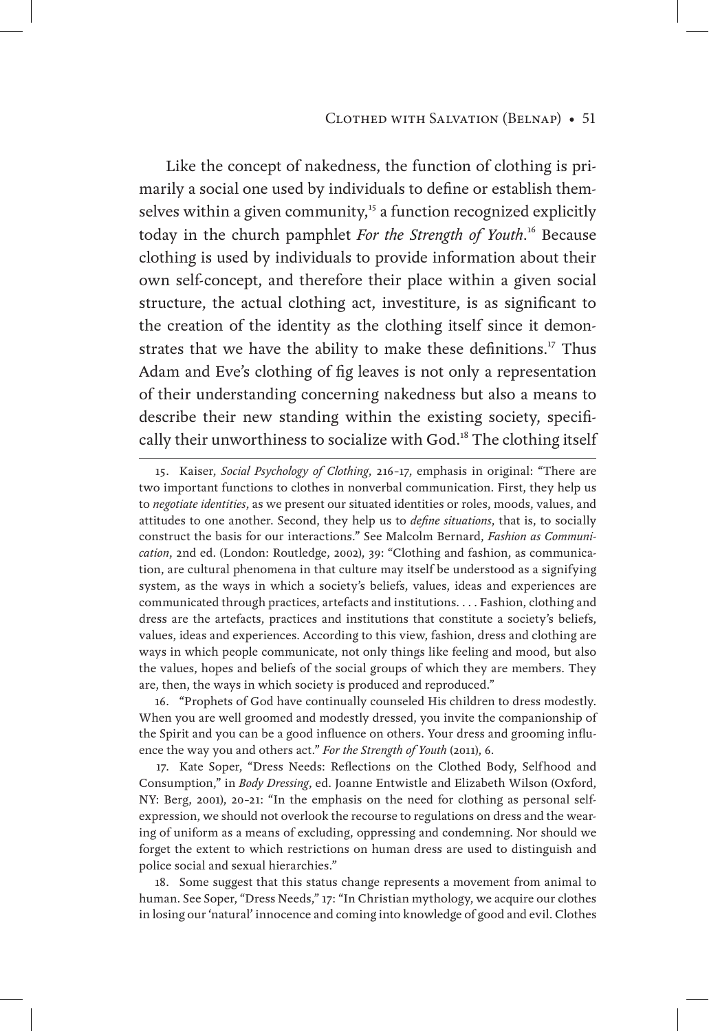Like the concept of nakedness, the function of clothing is primarily a social one used by individuals to define or establish themselves within a given community,[15] a function recognized explicitly today in the church pamphlet *For the Strength of Youth*.[16] Because clothing is used by individuals to provide information about their own self-concept, and therefore their place within a given social structure, the actual clothing act, investiture, is as significant to the creation of the identity as the clothing itself since it demonstrates that we have the ability to make these definitions.[17] Thus Adam and Eve's clothing of fig leaves is not only a representation of their understanding concerning nakedness but also a means to describe their new standing within the existing society, specifically their unworthiness to socialize with God.[18] The clothing itself

---

15. Kaiser, *Social Psychology of Clothing*, 216–17, emphasis in original: "There are two important functions to clothes in nonverbal communication. First, they help us to *negotiate identities*, as we present our situated identities or roles, moods, values, and attitudes to one another. Second, they help us to *define situations*, that is, to socially construct the basis for our interactions." See Malcolm Bernard, *Fashion as Communication*, 2nd ed. (London: Routledge, 2002), 39: "Clothing and fashion, as communication, are cultural phenomena in that culture may itself be understood as a signifying system, as the ways in which a society's beliefs, values, ideas and experiences are communicated through practices, artefacts and institutions. . . . Fashion, clothing and dress are the artefacts, practices and institutions that constitute a society's beliefs, values, ideas and experiences. According to this view, fashion, dress and clothing are ways in which people communicate, not only things like feeling and mood, but also the values, hopes and beliefs of the social groups of which they are members. They are, then, the ways in which society is produced and reproduced."

16. "Prophets of God have continually counseled His children to dress modestly. When you are well groomed and modestly dressed, you invite the companionship of the Spirit and you can be a good influence on others. Your dress and grooming influence the way you and others act." *For the Strength of Youth* (2011), 6.

17. Kate Soper, "Dress Needs: Reflections on the Clothed Body, Selfhood and Consumption," in *Body Dressing*, ed. Joanne Entwistle and Elizabeth Wilson (Oxford, NY: Berg, 2001), 20–21: "In the emphasis on the need for clothing as personal self-expression, we should not overlook the recourse to regulations on dress and the wearing of uniform as a means of excluding, oppressing and condemning. Nor should we forget the extent to which restrictions on human dress are used to distinguish and police social and sexual hierarchies."

18. Some suggest that this status change represents a movement from animal to human. See Soper, "Dress Needs," 17: "In Christian mythology, we acquire our clothes in losing our 'natural' innocence and coming into knowledge of good and evil. Clothes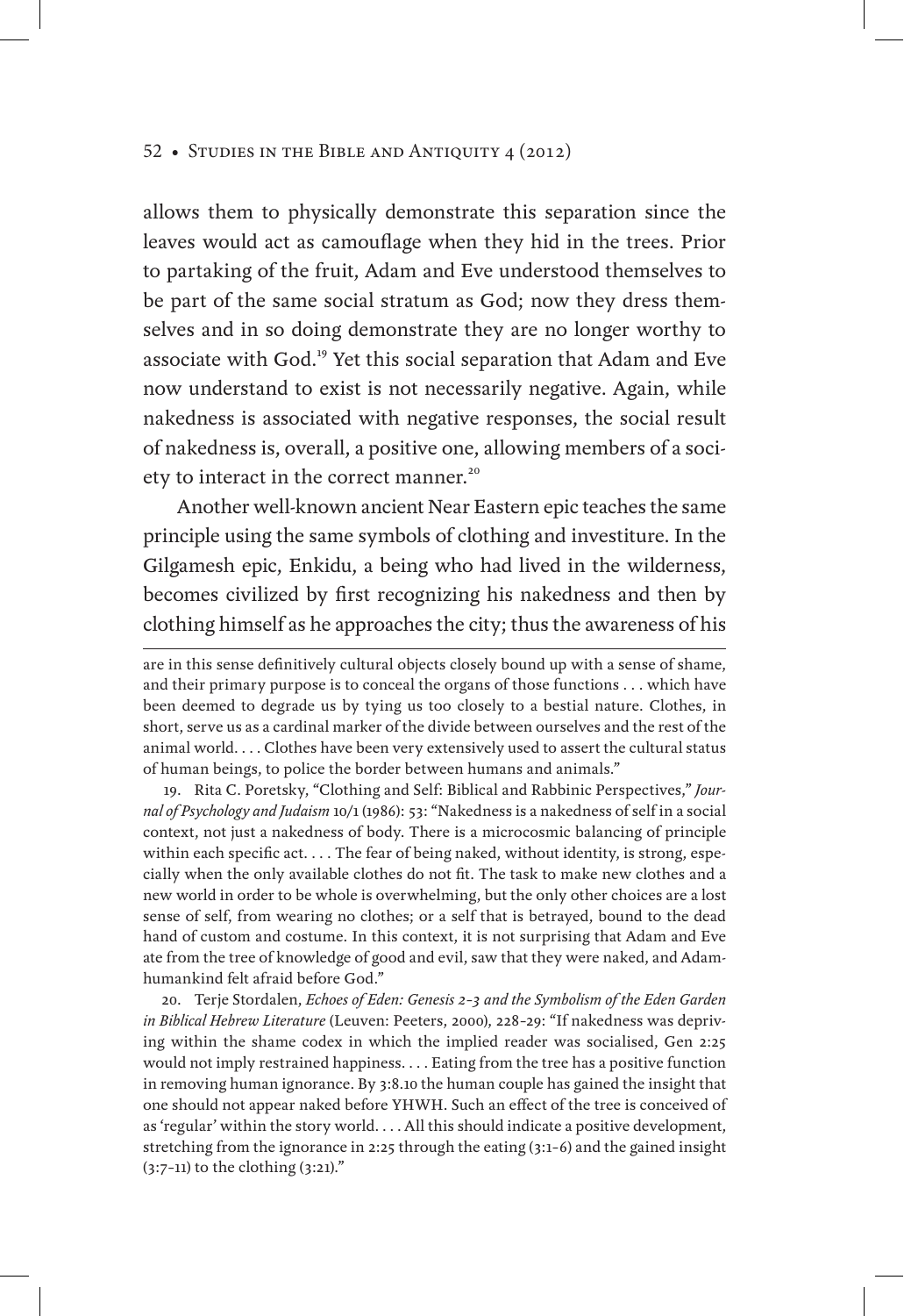allows them to physically demonstrate this separation since the leaves would act as camouflage when they hid in the trees. Prior to partaking of the fruit, Adam and Eve understood themselves to be part of the same social stratum as God; now they dress themselves and in so doing demonstrate they are no longer worthy to associate with God.[19] Yet this social separation that Adam and Eve now understand to exist is not necessarily negative. Again, while nakedness is associated with negative responses, the social result of nakedness is, overall, a positive one, allowing members of a society to interact in the correct manner.[20]

Another well-known ancient Near Eastern epic teaches the same principle using the same symbols of clothing and investiture. In the Gilgamesh epic, Enkidu, a being who had lived in the wilderness, becomes civilized by first recognizing his nakedness and then by clothing himself as he approaches the city; thus the awareness of his

---

are in this sense definitively cultural objects closely bound up with a sense of shame, and their primary purpose is to conceal the organs of those functions . . . which have been deemed to degrade us by tying us too closely to a bestial nature. Clothes, in short, serve us as a cardinal marker of the divide between ourselves and the rest of the animal world. . . . Clothes have been very extensively used to assert the cultural status of human beings, to police the border between humans and animals."

19. Rita C. Poretsky, "Clothing and Self: Biblical and Rabbinic Perspectives," *Journal of Psychology and Judaism* 10/1 (1986): 53: "Nakedness is a nakedness of self in a social context, not just a nakedness of body. There is a microcosmic balancing of principle within each specific act. . . . The fear of being naked, without identity, is strong, especially when the only available clothes do not fit. The task to make new clothes and a new world in order to be whole is overwhelming, but the only other choices are a lost sense of self, from wearing no clothes; or a self that is betrayed, bound to the dead hand of custom and costume. In this context, it is not surprising that Adam and Eve ate from the tree of knowledge of good and evil, saw that they were naked, and Adam-humankind felt afraid before God."

20. Terje Stordalen, *Echoes of Eden: Genesis 2–3 and the Symbolism of the Eden Garden in Biblical Hebrew Literature* (Leuven: Peeters, 2000), 228–29: "If nakedness was depriving within the shame codex in which the implied reader was socialised, Gen 2:25 would not imply restrained happiness. . . . Eating from the tree has a positive function in removing human ignorance. By 3:8.10 the human couple has gained the insight that one should not appear naked before YHWH. Such an effect of the tree is conceived of as 'regular' within the story world. . . . All this should indicate a positive development, stretching from the ignorance in 2:25 through the eating (3:1–6) and the gained insight (3:7–11) to the clothing (3:21)."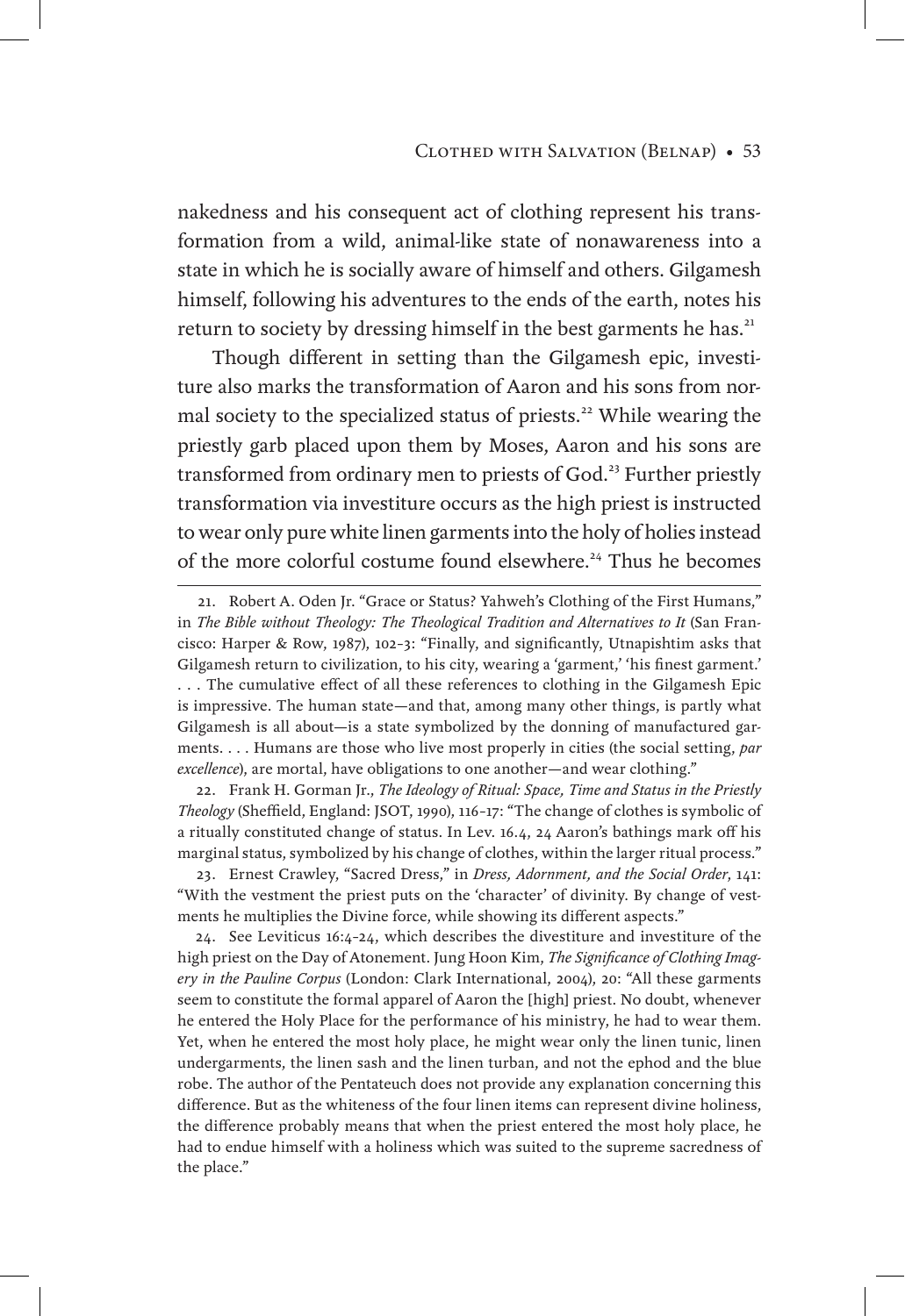nakedness and his consequent act of clothing represent his transformation from a wild, animal-like state of nonawareness into a state in which he is socially aware of himself and others. Gilgamesh himself, following his adventures to the ends of the earth, notes his return to society by dressing himself in the best garments he has.[21]

Though different in setting than the Gilgamesh epic, investiture also marks the transformation of Aaron and his sons from normal society to the specialized status of priests.[22] While wearing the priestly garb placed upon them by Moses, Aaron and his sons are transformed from ordinary men to priests of God.[23] Further priestly transformation via investiture occurs as the high priest is instructed to wear only pure white linen garments into the holy of holies instead of the more colorful costume found elsewhere.[24] Thus he becomes

---

21. Robert A. Oden Jr. "Grace or Status? Yahweh's Clothing of the First Humans," in *The Bible without Theology: The Theological Tradition and Alternatives to It* (San Francisco: Harper & Row, 1987), 102–3: "Finally, and significantly, Utnapishtim asks that Gilgamesh return to civilization, to his city, wearing a 'garment,' 'his finest garment.' . . . The cumulative effect of all these references to clothing in the Gilgamesh Epic is impressive. The human state—and that, among many other things, is partly what Gilgamesh is all about—is a state symbolized by the donning of manufactured garments. . . . Humans are those who live most properly in cities (the social setting, *par excellence*), are mortal, have obligations to one another—and wear clothing."

22. Frank H. Gorman Jr., *The Ideology of Ritual: Space, Time and Status in the Priestly Theology* (Sheffield, England: JSOT, 1990), 116–17: "The change of clothes is symbolic of a ritually constituted change of status. In Lev. 16.4, 24 Aaron's bathings mark off his marginal status, symbolized by his change of clothes, within the larger ritual process."

23. Ernest Crawley, "Sacred Dress," in *Dress, Adornment, and the Social Order*, 141: "With the vestment the priest puts on the 'character' of divinity. By change of vestments he multiplies the Divine force, while showing its different aspects."

24. See Leviticus 16:4–24, which describes the divestiture and investiture of the high priest on the Day of Atonement. Jung Hoon Kim, *The Significance of Clothing Imagery in the Pauline Corpus* (London: Clark International, 2004), 20: "All these garments seem to constitute the formal apparel of Aaron the [high] priest. No doubt, whenever he entered the Holy Place for the performance of his ministry, he had to wear them. Yet, when he entered the most holy place, he might wear only the linen tunic, linen undergarments, the linen sash and the linen turban, and not the ephod and the blue robe. The author of the Pentateuch does not provide any explanation concerning this difference. But as the whiteness of the four linen items can represent divine holiness, the difference probably means that when the priest entered the most holy place, he had to endue himself with a holiness which was suited to the supreme sacredness of the place."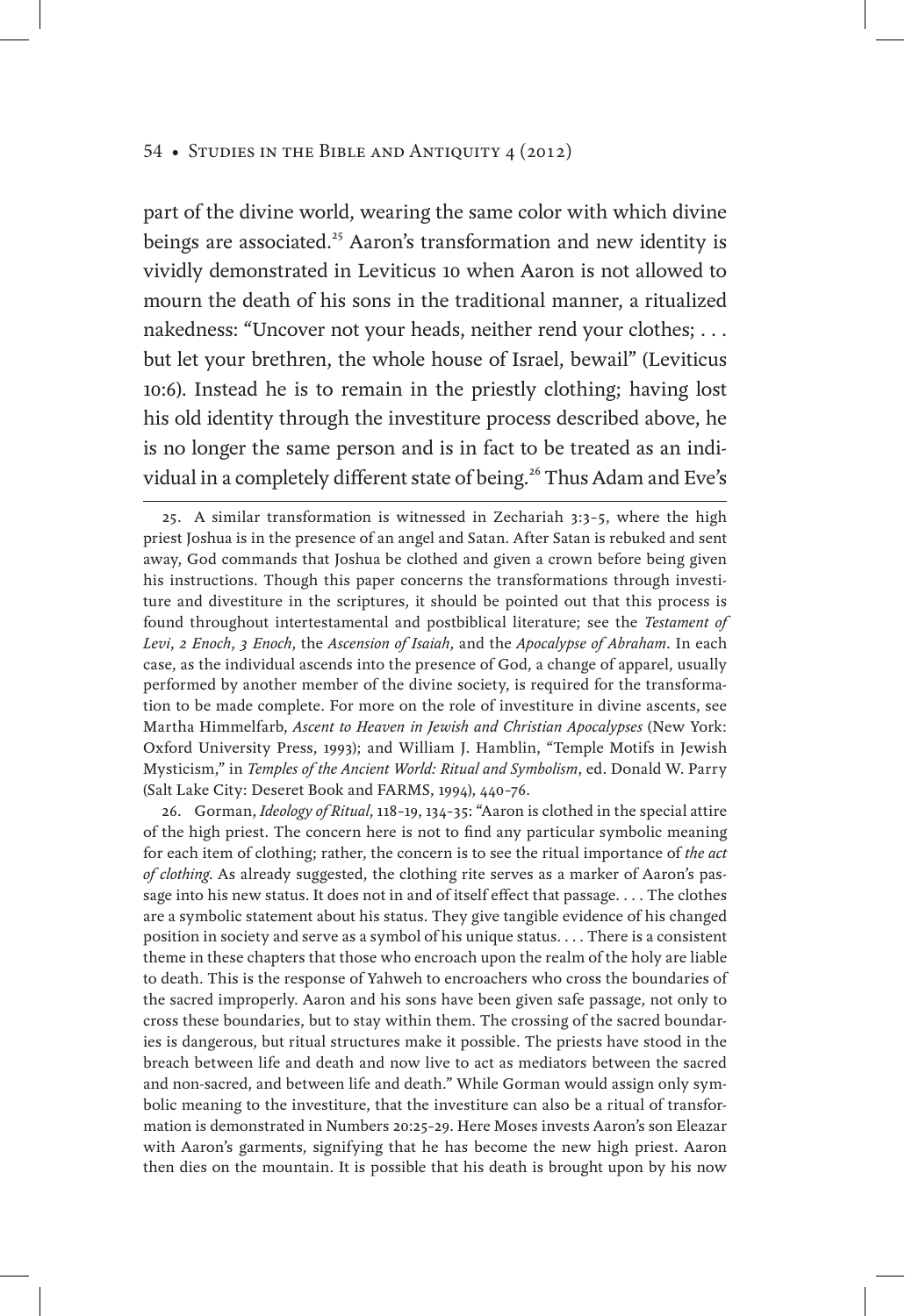part of the divine world, wearing the same color with which divine beings are associated.[25] Aaron's transformation and new identity is vividly demonstrated in Leviticus 10 when Aaron is not allowed to mourn the death of his sons in the traditional manner, a ritualized nakedness: "Uncover not your heads, neither rend your clothes; . . . but let your brethren, the whole house of Israel, bewail" (Leviticus 10:6). Instead he is to remain in the priestly clothing; having lost his old identity through the investiture process described above, he is no longer the same person and is in fact to be treated as an individual in a completely different state of being.[26] Thus Adam and Eve's

25. A similar transformation is witnessed in Zechariah 3:3–5, where the high priest Joshua is in the presence of an angel and Satan. After Satan is rebuked and sent away, God commands that Joshua be clothed and given a crown before being given his instructions. Though this paper concerns the transformations through investiture and divestiture in the scriptures, it should be pointed out that this process is found throughout intertestamental and postbiblical literature; see the *Testament of Levi*, *2 Enoch*, *3 Enoch*, the *Ascension of Isaiah*, and the *Apocalypse of Abraham*. In each case, as the individual ascends into the presence of God, a change of apparel, usually performed by another member of the divine society, is required for the transformation to be made complete. For more on the role of investiture in divine ascents, see Martha Himmelfarb, *Ascent to Heaven in Jewish and Christian Apocalypses* (New York: Oxford University Press, 1993); and William J. Hamblin, "Temple Motifs in Jewish Mysticism," in *Temples of the Ancient World: Ritual and Symbolism*, ed. Donald W. Parry (Salt Lake City: Deseret Book and FARMS, 1994), 440–76.

26. Gorman, *Ideology of Ritual*, 118–19, 134–35: "Aaron is clothed in the special attire of the high priest. The concern here is not to find any particular symbolic meaning for each item of clothing; rather, the concern is to see the ritual importance of *the act of clothing*. As already suggested, the clothing rite serves as a marker of Aaron's passage into his new status. It does not in and of itself effect that passage. . . . The clothes are a symbolic statement about his status. They give tangible evidence of his changed position in society and serve as a symbol of his unique status. . . . There is a consistent theme in these chapters that those who encroach upon the realm of the holy are liable to death. This is the response of Yahweh to encroachers who cross the boundaries of the sacred improperly. Aaron and his sons have been given safe passage, not only to cross these boundaries, but to stay within them. The crossing of the sacred boundaries is dangerous, but ritual structures make it possible. The priests have stood in the breach between life and death and now live to act as mediators between the sacred and non-sacred, and between life and death." While Gorman would assign only symbolic meaning to the investiture, that the investiture can also be a ritual of transformation is demonstrated in Numbers 20:25–29. Here Moses invests Aaron's son Eleazar with Aaron's garments, signifying that he has become the new high priest. Aaron then dies on the mountain. It is possible that his death is brought upon by his now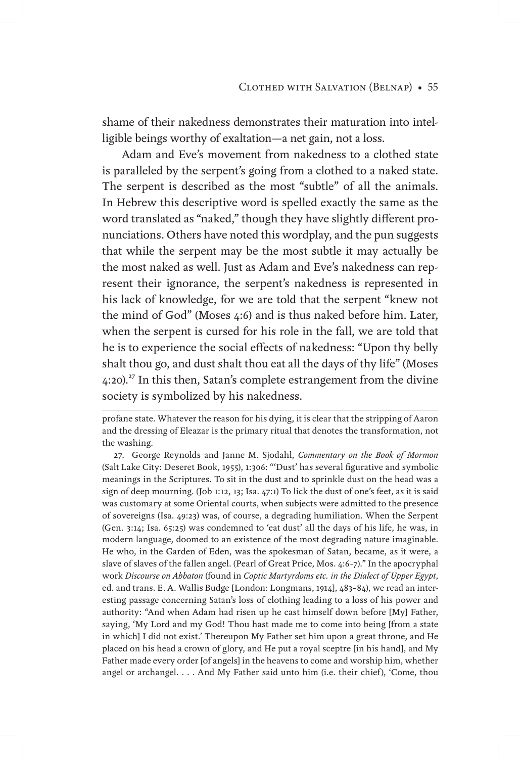shame of their nakedness demonstrates their maturation into intelligible beings worthy of exaltation—a net gain, not a loss.

Adam and Eve's movement from nakedness to a clothed state is paralleled by the serpent's going from a clothed to a naked state. The serpent is described as the most "subtle" of all the animals. In Hebrew this descriptive word is spelled exactly the same as the word translated as "naked," though they have slightly different pronunciations. Others have noted this wordplay, and the pun suggests that while the serpent may be the most subtle it may actually be the most naked as well. Just as Adam and Eve's nakedness can represent their ignorance, the serpent's nakedness is represented in his lack of knowledge, for we are told that the serpent "knew not the mind of God" (Moses 4:6) and is thus naked before him. Later, when the serpent is cursed for his role in the fall, we are told that he is to experience the social effects of nakedness: "Upon thy belly shalt thou go, and dust shalt thou eat all the days of thy life" (Moses 4:20).[27] In this then, Satan's complete estrangement from the divine society is symbolized by his nakedness.

---

profane state. Whatever the reason for his dying, it is clear that the stripping of Aaron and the dressing of Eleazar is the primary ritual that denotes the transformation, not the washing.

27. George Reynolds and Janne M. Sjodahl, *Commentary on the Book of Mormon* (Salt Lake City: Deseret Book, 1955), 1:306: "'Dust' has several figurative and symbolic meanings in the Scriptures. To sit in the dust and to sprinkle dust on the head was a sign of deep mourning. (Job 1:12, 13; Isa. 47:1) To lick the dust of one's feet, as it is said was customary at some Oriental courts, when subjects were admitted to the presence of sovereigns (Isa. 49:23) was, of course, a degrading humiliation. When the Serpent (Gen. 3:14; Isa. 65:25) was condemned to 'eat dust' all the days of his life, he was, in modern language, doomed to an existence of the most degrading nature imaginable. He who, in the Garden of Eden, was the spokesman of Satan, became, as it were, a slave of slaves of the fallen angel. (Pearl of Great Price, Mos. 4:6–7)." In the apocryphal work *Discourse on Abbaton* (found in *Coptic Martyrdoms etc. in the Dialect of Upper Egypt*, ed. and trans. E. A. Wallis Budge [London: Longmans, 1914], 483–84), we read an interesting passage concerning Satan's loss of clothing leading to a loss of his power and authority: "And when Adam had risen up he cast himself down before [My] Father, saying, 'My Lord and my God! Thou hast made me to come into being [from a state in which] I did not exist.' Thereupon My Father set him upon a great throne, and He placed on his head a crown of glory, and He put a royal sceptre [in his hand], and My Father made every order [of angels] in the heavens to come and worship him, whether angel or archangel. . . . And My Father said unto him (i.e. their chief), 'Come, thou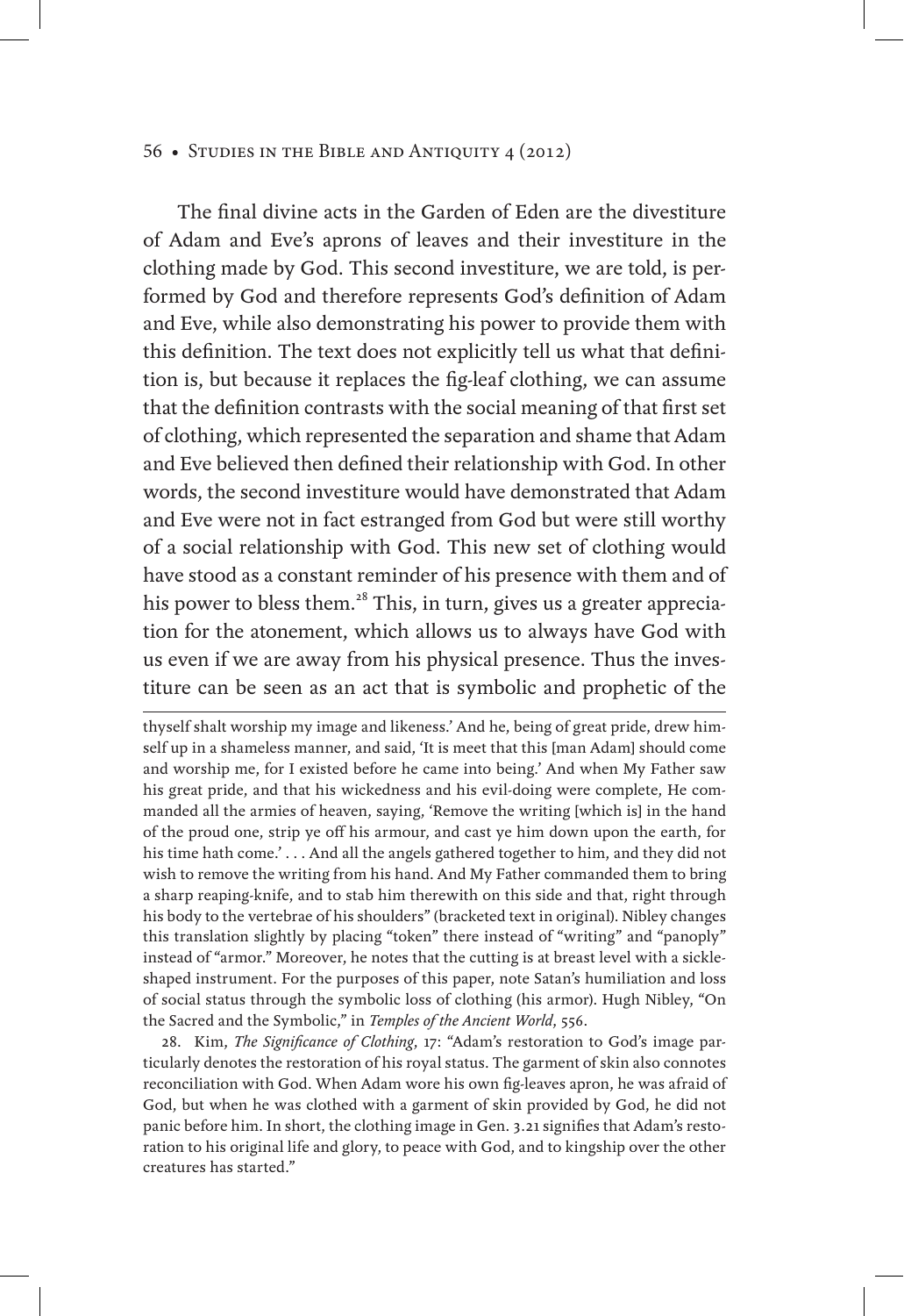The final divine acts in the Garden of Eden are the divestiture of Adam and Eve's aprons of leaves and their investiture in the clothing made by God. This second investiture, we are told, is performed by God and therefore represents God's definition of Adam and Eve, while also demonstrating his power to provide them with this definition. The text does not explicitly tell us what that definition is, but because it replaces the fig-leaf clothing, we can assume that the definition contrasts with the social meaning of that first set of clothing, which represented the separation and shame that Adam and Eve believed then defined their relationship with God. In other words, the second investiture would have demonstrated that Adam and Eve were not in fact estranged from God but were still worthy of a social relationship with God. This new set of clothing would have stood as a constant reminder of his presence with them and of his power to bless them.[28] This, in turn, gives us a greater appreciation for the atonement, which allows us to always have God with us even if we are away from his physical presence. Thus the investiture can be seen as an act that is symbolic and prophetic of the

---

thyself shalt worship my image and likeness.' And he, being of great pride, drew himself up in a shameless manner, and said, 'It is meet that this [man Adam] should come and worship me, for I existed before he came into being.' And when My Father saw his great pride, and that his wickedness and his evil-doing were complete, He commanded all the armies of heaven, saying, 'Remove the writing [which is] in the hand of the proud one, strip ye off his armour, and cast ye him down upon the earth, for his time hath come.' . . . And all the angels gathered together to him, and they did not wish to remove the writing from his hand. And My Father commanded them to bring a sharp reaping-knife, and to stab him therewith on this side and that, right through his body to the vertebrae of his shoulders" (bracketed text in original). Nibley changes this translation slightly by placing "token" there instead of "writing" and "panoply" instead of "armor." Moreover, he notes that the cutting is at breast level with a sickle-shaped instrument. For the purposes of this paper, note Satan's humiliation and loss of social status through the symbolic loss of clothing (his armor). Hugh Nibley, "On the Sacred and the Symbolic," in *Temples of the Ancient World*, 556.

28. Kim, *The Significance of Clothing*, 17: "Adam's restoration to God's image particularly denotes the restoration of his royal status. The garment of skin also connotes reconciliation with God. When Adam wore his own fig-leaves apron, he was afraid of God, but when he was clothed with a garment of skin provided by God, he did not panic before him. In short, the clothing image in Gen. 3.21 signifies that Adam's restoration to his original life and glory, to peace with God, and to kingship over the other creatures has started."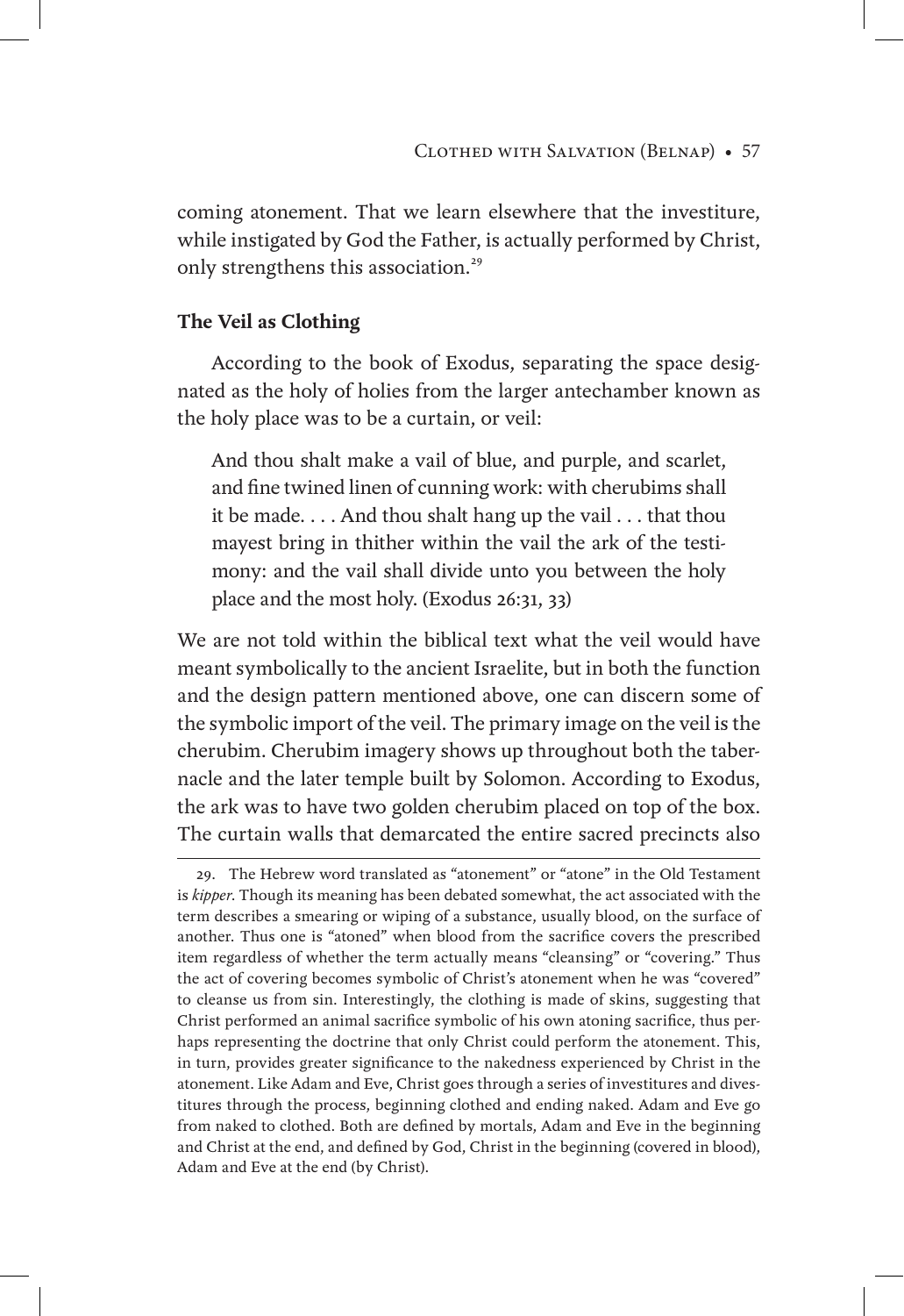coming atonement. That we learn elsewhere that the investiture, while instigated by God the Father, is actually performed by Christ, only strengthens this association.[29]

### The Veil as Clothing

According to the book of Exodus, separating the space designated as the holy of holies from the larger antechamber known as the holy place was to be a curtain, or veil:

> And thou shalt make a vail of blue, and purple, and scarlet, and fine twined linen of cunning work: with cherubims shall it be made. . . . And thou shalt hang up the vail . . . that thou mayest bring in thither within the vail the ark of the testimony: and the vail shall divide unto you between the holy place and the most holy. (Exodus 26:31, 33)

We are not told within the biblical text what the veil would have meant symbolically to the ancient Israelite, but in both the function and the design pattern mentioned above, one can discern some of the symbolic import of the veil. The primary image on the veil is the cherubim. Cherubim imagery shows up throughout both the tabernacle and the later temple built by Solomon. According to Exodus, the ark was to have two golden cherubim placed on top of the box. The curtain walls that demarcated the entire sacred precincts also

---

29. The Hebrew word translated as "atonement" or "atone" in the Old Testament is *kipper*. Though its meaning has been debated somewhat, the act associated with the term describes a smearing or wiping of a substance, usually blood, on the surface of another. Thus one is "atoned" when blood from the sacrifice covers the prescribed item regardless of whether the term actually means "cleansing" or "covering." Thus the act of covering becomes symbolic of Christ's atonement when he was "covered" to cleanse us from sin. Interestingly, the clothing is made of skins, suggesting that Christ performed an animal sacrifice symbolic of his own atoning sacrifice, thus perhaps representing the doctrine that only Christ could perform the atonement. This, in turn, provides greater significance to the nakedness experienced by Christ in the atonement. Like Adam and Eve, Christ goes through a series of investitures and divestitures through the process, beginning clothed and ending naked. Adam and Eve go from naked to clothed. Both are defined by mortals, Adam and Eve in the beginning and Christ at the end, and defined by God, Christ in the beginning (covered in blood), Adam and Eve at the end (by Christ).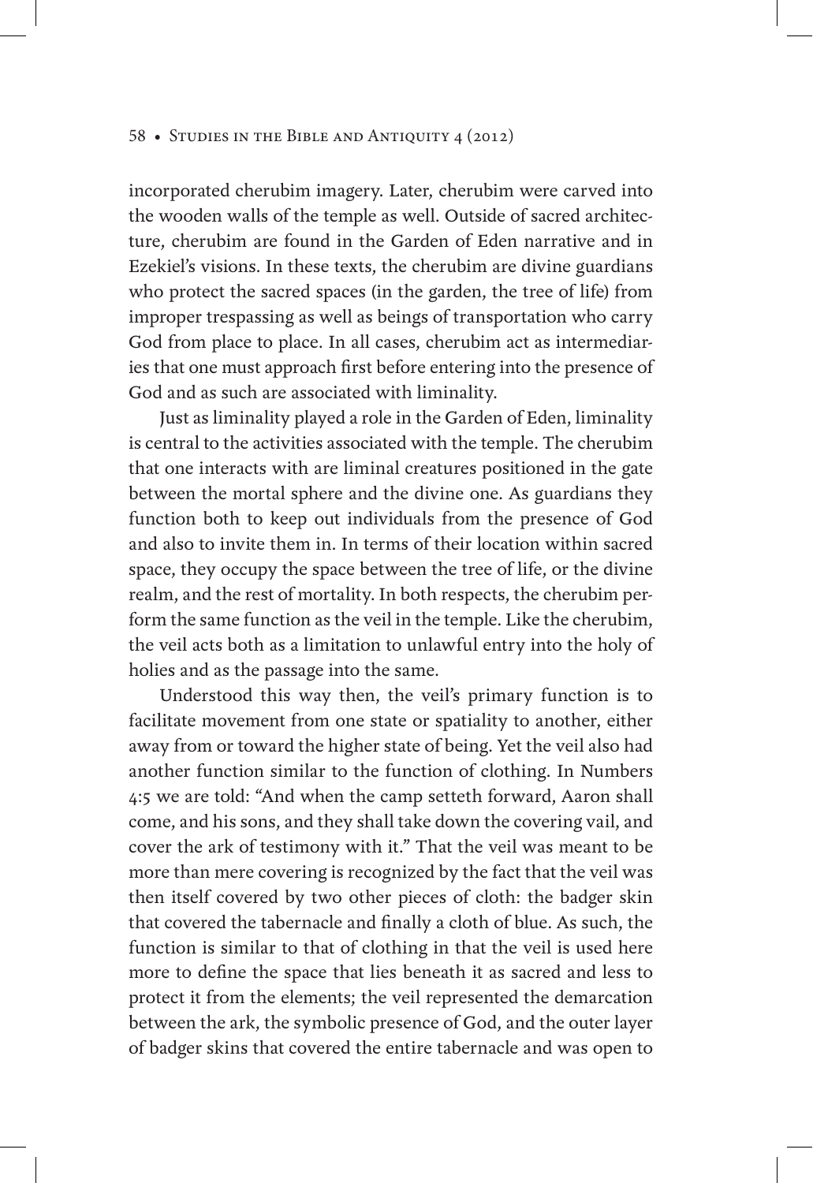incorporated cherubim imagery. Later, cherubim were carved into the wooden walls of the temple as well. Outside of sacred architecture, cherubim are found in the Garden of Eden narrative and in Ezekiel's visions. In these texts, the cherubim are divine guardians who protect the sacred spaces (in the garden, the tree of life) from improper trespassing as well as beings of transportation who carry God from place to place. In all cases, cherubim act as intermediaries that one must approach first before entering into the presence of God and as such are associated with liminality.

Just as liminality played a role in the Garden of Eden, liminality is central to the activities associated with the temple. The cherubim that one interacts with are liminal creatures positioned in the gate between the mortal sphere and the divine one. As guardians they function both to keep out individuals from the presence of God and also to invite them in. In terms of their location within sacred space, they occupy the space between the tree of life, or the divine realm, and the rest of mortality. In both respects, the cherubim perform the same function as the veil in the temple. Like the cherubim, the veil acts both as a limitation to unlawful entry into the holy of holies and as the passage into the same.

Understood this way then, the veil's primary function is to facilitate movement from one state or spatiality to another, either away from or toward the higher state of being. Yet the veil also had another function similar to the function of clothing. In Numbers 4:5 we are told: "And when the camp setteth forward, Aaron shall come, and his sons, and they shall take down the covering vail, and cover the ark of testimony with it." That the veil was meant to be more than mere covering is recognized by the fact that the veil was then itself covered by two other pieces of cloth: the badger skin that covered the tabernacle and finally a cloth of blue. As such, the function is similar to that of clothing in that the veil is used here more to define the space that lies beneath it as sacred and less to protect it from the elements; the veil represented the demarcation between the ark, the symbolic presence of God, and the outer layer of badger skins that covered the entire tabernacle and was open to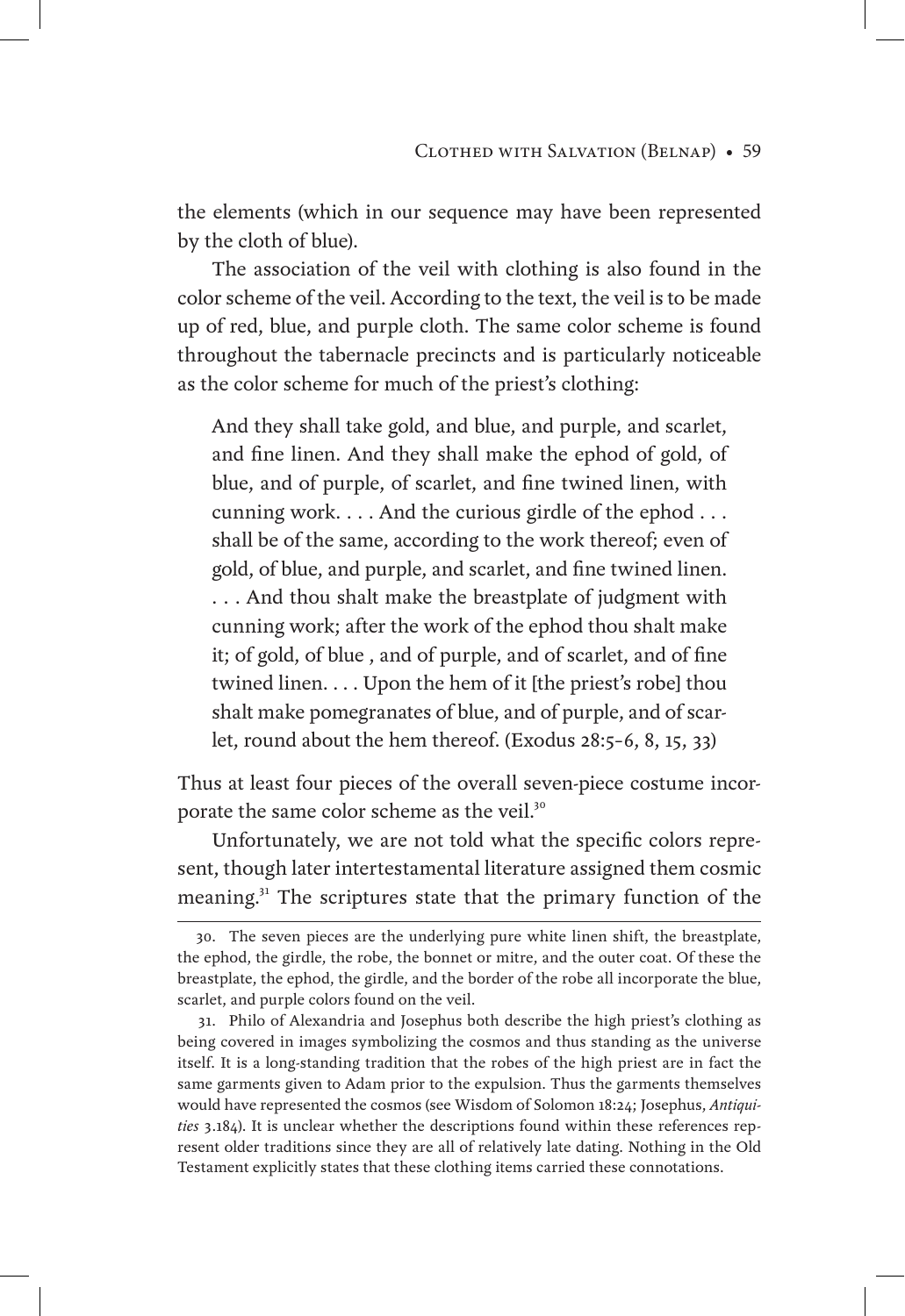the elements (which in our sequence may have been represented by the cloth of blue).

The association of the veil with clothing is also found in the color scheme of the veil. According to the text, the veil is to be made up of red, blue, and purple cloth. The same color scheme is found throughout the tabernacle precincts and is particularly noticeable as the color scheme for much of the priest's clothing:

> And they shall take gold, and blue, and purple, and scarlet, and fine linen. And they shall make the ephod of gold, of blue, and of purple, of scarlet, and fine twined linen, with cunning work. . . . And the curious girdle of the ephod . . . shall be of the same, according to the work thereof; even of gold, of blue, and purple, and scarlet, and fine twined linen. . . . And thou shalt make the breastplate of judgment with cunning work; after the work of the ephod thou shalt make it; of gold, of blue , and of purple, and of scarlet, and of fine twined linen. . . . Upon the hem of it [the priest's robe] thou shalt make pomegranates of blue, and of purple, and of scarlet, round about the hem thereof. (Exodus 28:5–6, 8, 15, 33)

Thus at least four pieces of the overall seven-piece costume incorporate the same color scheme as the veil.[30]

Unfortunately, we are not told what the specific colors represent, though later intertestamental literature assigned them cosmic meaning.[31] The scriptures state that the primary function of the

---

30. The seven pieces are the underlying pure white linen shift, the breastplate, the ephod, the girdle, the robe, the bonnet or mitre, and the outer coat. Of these the breastplate, the ephod, the girdle, and the border of the robe all incorporate the blue, scarlet, and purple colors found on the veil.

31. Philo of Alexandria and Josephus both describe the high priest's clothing as being covered in images symbolizing the cosmos and thus standing as the universe itself. It is a long-standing tradition that the robes of the high priest are in fact the same garments given to Adam prior to the expulsion. Thus the garments themselves would have represented the cosmos (see Wisdom of Solomon 18:24; Josephus, *Antiquities* 3.184). It is unclear whether the descriptions found within these references represent older traditions since they are all of relatively late dating. Nothing in the Old Testament explicitly states that these clothing items carried these connotations.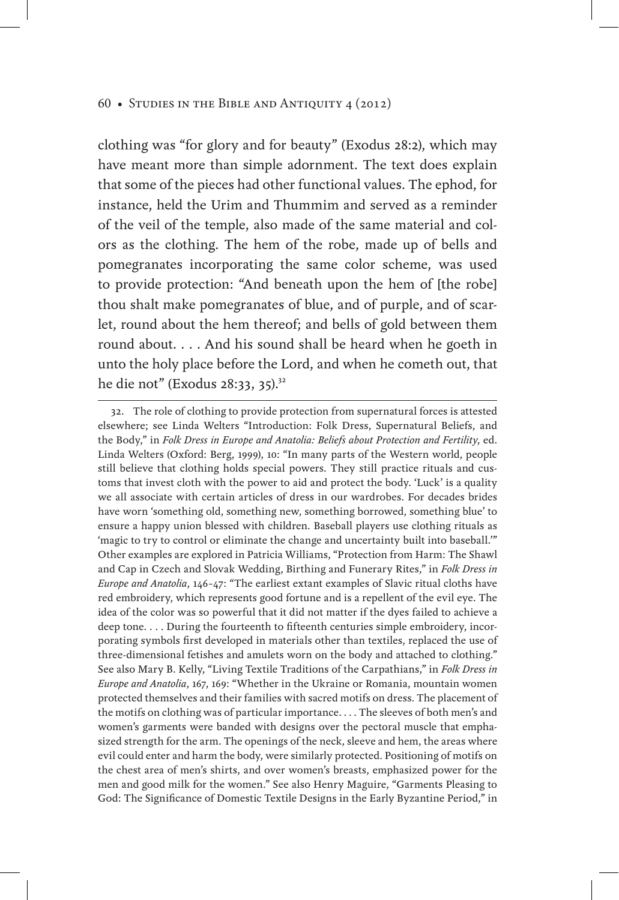clothing was "for glory and for beauty" (Exodus 28:2), which may have meant more than simple adornment. The text does explain that some of the pieces had other functional values. The ephod, for instance, held the Urim and Thummim and served as a reminder of the veil of the temple, also made of the same material and colors as the clothing. The hem of the robe, made up of bells and pomegranates incorporating the same color scheme, was used to provide protection: "And beneath upon the hem of [the robe] thou shalt make pomegranates of blue, and of purple, and of scarlet, round about the hem thereof; and bells of gold between them round about. . . . And his sound shall be heard when he goeth in unto the holy place before the Lord, and when he cometh out, that he die not" (Exodus 28:33, 35).[32]

---

32. The role of clothing to provide protection from supernatural forces is attested elsewhere; see Linda Welters "Introduction: Folk Dress, Supernatural Beliefs, and the Body," in *Folk Dress in Europe and Anatolia: Beliefs about Protection and Fertility*, ed. Linda Welters (Oxford: Berg, 1999), 10: "In many parts of the Western world, people still believe that clothing holds special powers. They still practice rituals and customs that invest cloth with the power to aid and protect the body. 'Luck' is a quality we all associate with certain articles of dress in our wardrobes. For decades brides have worn 'something old, something new, something borrowed, something blue' to ensure a happy union blessed with children. Baseball players use clothing rituals as 'magic to try to control or eliminate the change and uncertainty built into baseball.'" Other examples are explored in Patricia Williams, "Protection from Harm: The Shawl and Cap in Czech and Slovak Wedding, Birthing and Funerary Rites," in *Folk Dress in Europe and Anatolia*, 146–47: "The earliest extant examples of Slavic ritual cloths have red embroidery, which represents good fortune and is a repellent of the evil eye. The idea of the color was so powerful that it did not matter if the dyes failed to achieve a deep tone. . . . During the fourteenth to fifteenth centuries simple embroidery, incorporating symbols first developed in materials other than textiles, replaced the use of three-dimensional fetishes and amulets worn on the body and attached to clothing." See also Mary B. Kelly, "Living Textile Traditions of the Carpathians," in *Folk Dress in Europe and Anatolia*, 167, 169: "Whether in the Ukraine or Romania, mountain women protected themselves and their families with sacred motifs on dress. The placement of the motifs on clothing was of particular importance. . . . The sleeves of both men's and women's garments were banded with designs over the pectoral muscle that emphasized strength for the arm. The openings of the neck, sleeve and hem, the areas where evil could enter and harm the body, were similarly protected. Positioning of motifs on the chest area of men's shirts, and over women's breasts, emphasized power for the men and good milk for the women." See also Henry Maguire, "Garments Pleasing to God: The Significance of Domestic Textile Designs in the Early Byzantine Period," in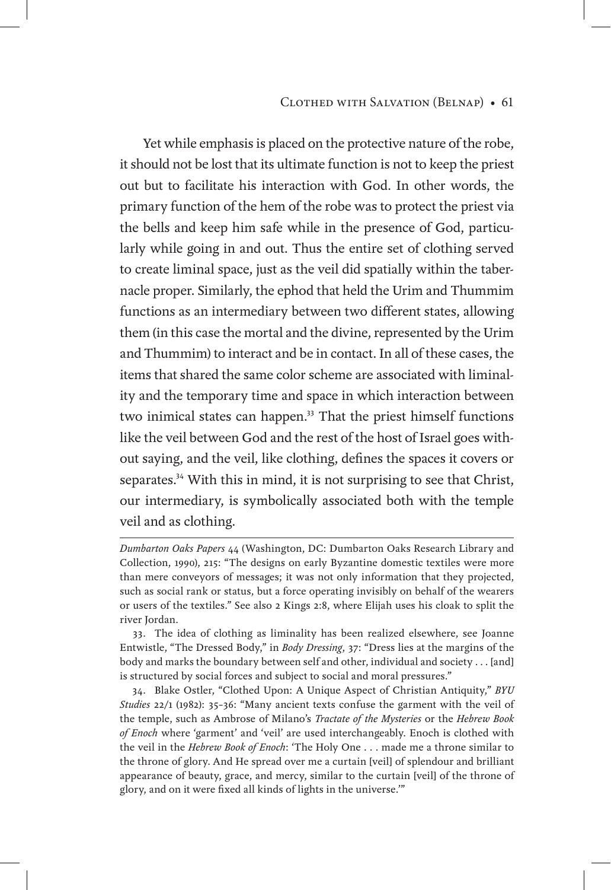Yet while emphasis is placed on the protective nature of the robe, it should not be lost that its ultimate function is not to keep the priest out but to facilitate his interaction with God. In other words, the primary function of the hem of the robe was to protect the priest via the bells and keep him safe while in the presence of God, particularly while going in and out. Thus the entire set of clothing served to create liminal space, just as the veil did spatially within the tabernacle proper. Similarly, the ephod that held the Urim and Thummim functions as an intermediary between two different states, allowing them (in this case the mortal and the divine, represented by the Urim and Thummim) to interact and be in contact. In all of these cases, the items that shared the same color scheme are associated with liminality and the temporary time and space in which interaction between two inimical states can happen.[33] That the priest himself functions like the veil between God and the rest of the host of Israel goes without saying, and the veil, like clothing, defines the spaces it covers or separates.[34] With this in mind, it is not surprising to see that Christ, our intermediary, is symbolically associated both with the temple veil and as clothing.

---

*Dumbarton Oaks Papers* 44 (Washington, DC: Dumbarton Oaks Research Library and Collection, 1990), 215: "The designs on early Byzantine domestic textiles were more than mere conveyors of messages; it was not only information that they projected, such as social rank or status, but a force operating invisibly on behalf of the wearers or users of the textiles." See also 2 Kings 2:8, where Elijah uses his cloak to split the river Jordan.

33. The idea of clothing as liminality has been realized elsewhere, see Joanne Entwistle, "The Dressed Body," in *Body Dressing*, 37: "Dress lies at the margins of the body and marks the boundary between self and other, individual and society . . . [and] is structured by social forces and subject to social and moral pressures."

34. Blake Ostler, "Clothed Upon: A Unique Aspect of Christian Antiquity," *BYU Studies* 22/1 (1982): 35–36: "Many ancient texts confuse the garment with the veil of the temple, such as Ambrose of Milano's *Tractate of the Mysteries* or the *Hebrew Book of Enoch* where 'garment' and 'veil' are used interchangeably. Enoch is clothed with the veil in the *Hebrew Book of Enoch*: 'The Holy One . . . made me a throne similar to the throne of glory. And He spread over me a curtain [veil] of splendour and brilliant appearance of beauty, grace, and mercy, similar to the curtain [veil] of the throne of glory, and on it were fixed all kinds of lights in the universe.'"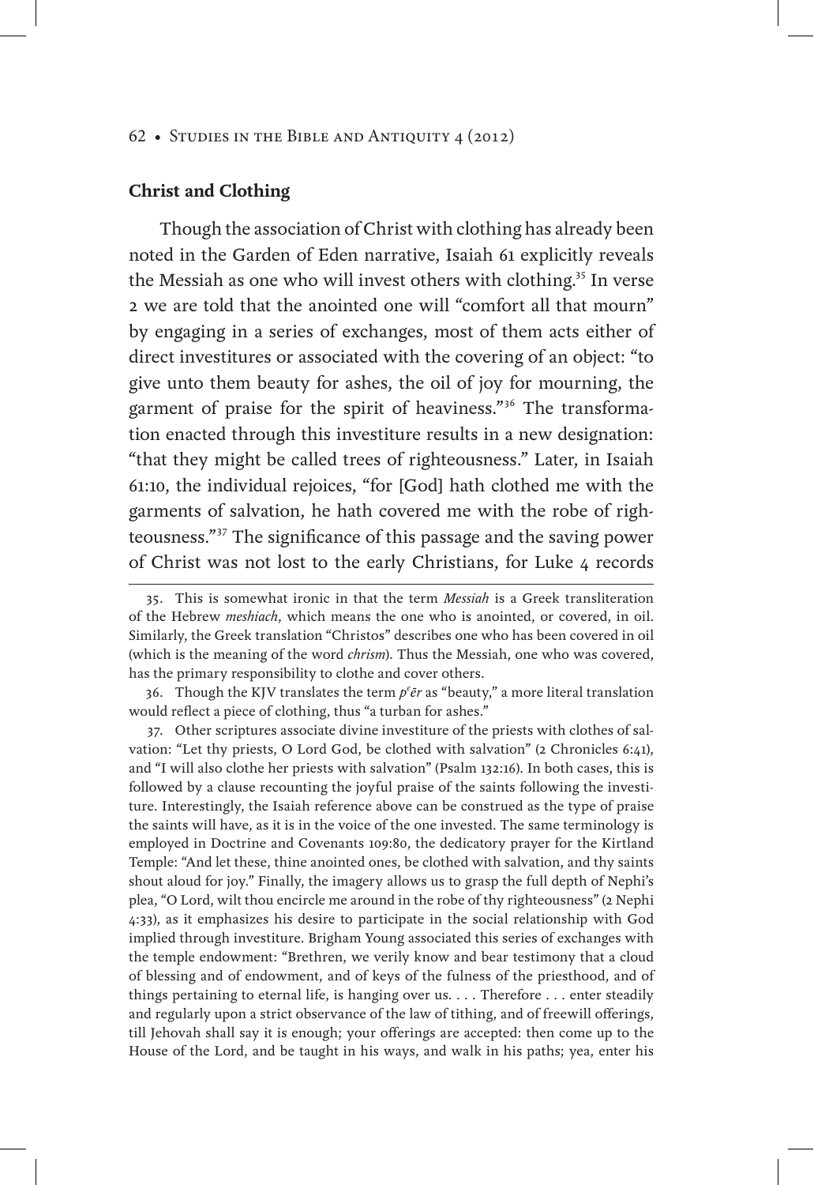## Christ and Clothing

Though the association of Christ with clothing has already been noted in the Garden of Eden narrative, Isaiah 61 explicitly reveals the Messiah as one who will invest others with clothing.[35] In verse 2 we are told that the anointed one will "comfort all that mourn" by engaging in a series of exchanges, most of them acts either of direct investitures or associated with the covering of an object: "to give unto them beauty for ashes, the oil of joy for mourning, the garment of praise for the spirit of heaviness."[36] The transformation enacted through this investiture results in a new designation: "that they might be called trees of righteousness." Later, in Isaiah 61:10, the individual rejoices, "for [God] hath clothed me with the garments of salvation, he hath covered me with the robe of righteousness."[37] The significance of this passage and the saving power of Christ was not lost to the early Christians, for Luke 4 records

35. This is somewhat ironic in that the term *Messiah* is a Greek transliteration of the Hebrew *meshiach*, which means the one who is anointed, or covered, in oil. Similarly, the Greek translation "Christos" describes one who has been covered in oil (which is the meaning of the word *chrism*). Thus the Messiah, one who was covered, has the primary responsibility to clothe and cover others.

36. Though the KJV translates the term *pᶜēr* as "beauty," a more literal translation would reflect a piece of clothing, thus "a turban for ashes."

37. Other scriptures associate divine investiture of the priests with clothes of salvation: "Let thy priests, O Lord God, be clothed with salvation" (2 Chronicles 6:41), and "I will also clothe her priests with salvation" (Psalm 132:16). In both cases, this is followed by a clause recounting the joyful praise of the saints following the investiture. Interestingly, the Isaiah reference above can be construed as the type of praise the saints will have, as it is in the voice of the one invested. The same terminology is employed in Doctrine and Covenants 109:80, the dedicatory prayer for the Kirtland Temple: "And let these, thine anointed ones, be clothed with salvation, and thy saints shout aloud for joy." Finally, the imagery allows us to grasp the full depth of Nephi's plea, "O Lord, wilt thou encircle me around in the robe of thy righteousness" (2 Nephi 4:33), as it emphasizes his desire to participate in the social relationship with God implied through investiture. Brigham Young associated this series of exchanges with the temple endowment: "Brethren, we verily know and bear testimony that a cloud of blessing and of endowment, and of keys of the fulness of the priesthood, and of things pertaining to eternal life, is hanging over us. . . . Therefore . . . enter steadily and regularly upon a strict observance of the law of tithing, and of freewill offerings, till Jehovah shall say it is enough; your offerings are accepted: then come up to the House of the Lord, and be taught in his ways, and walk in his paths; yea, enter his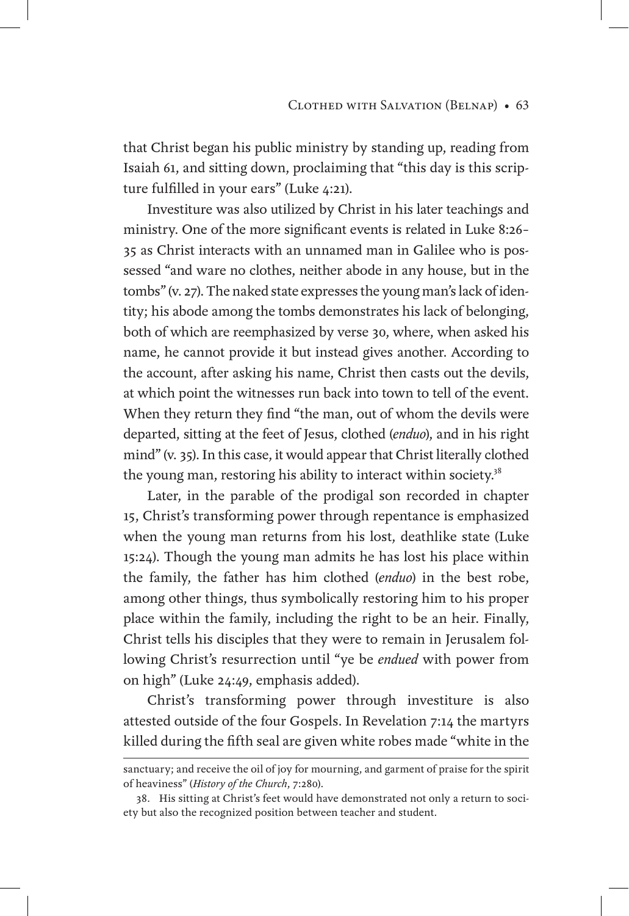that Christ began his public ministry by standing up, reading from Isaiah 61, and sitting down, proclaiming that "this day is this scripture fulfilled in your ears" (Luke 4:21).

Investiture was also utilized by Christ in his later teachings and ministry. One of the more significant events is related in Luke 8:26–35 as Christ interacts with an unnamed man in Galilee who is possessed "and ware no clothes, neither abode in any house, but in the tombs" (v. 27). The naked state expresses the young man's lack of identity; his abode among the tombs demonstrates his lack of belonging, both of which are reemphasized by verse 30, where, when asked his name, he cannot provide it but instead gives another. According to the account, after asking his name, Christ then casts out the devils, at which point the witnesses run back into town to tell of the event. When they return they find "the man, out of whom the devils were departed, sitting at the feet of Jesus, clothed (*enduo*), and in his right mind" (v. 35). In this case, it would appear that Christ literally clothed the young man, restoring his ability to interact within society.[38]

Later, in the parable of the prodigal son recorded in chapter 15, Christ's transforming power through repentance is emphasized when the young man returns from his lost, deathlike state (Luke 15:24). Though the young man admits he has lost his place within the family, the father has him clothed (*enduo*) in the best robe, among other things, thus symbolically restoring him to his proper place within the family, including the right to be an heir. Finally, Christ tells his disciples that they were to remain in Jerusalem following Christ's resurrection until "ye be *endued* with power from on high" (Luke 24:49, emphasis added).

Christ's transforming power through investiture is also attested outside of the four Gospels. In Revelation 7:14 the martyrs killed during the fifth seal are given white robes made "white in the

---

sanctuary; and receive the oil of joy for mourning, and garment of praise for the spirit of heaviness" (*History of the Church*, 7:280).

38. His sitting at Christ's feet would have demonstrated not only a return to society but also the recognized position between teacher and student.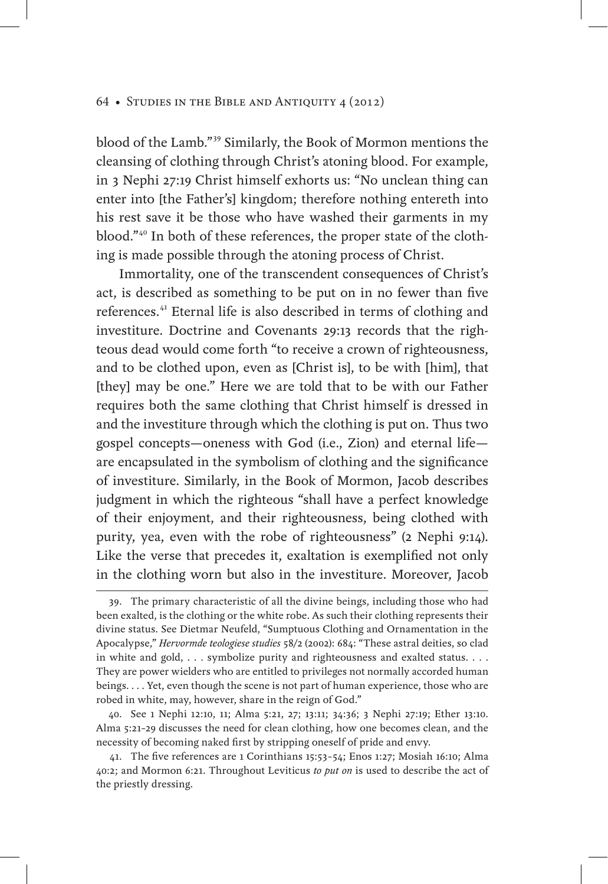blood of the Lamb."[39] Similarly, the Book of Mormon mentions the cleansing of clothing through Christ's atoning blood. For example, in 3 Nephi 27:19 Christ himself exhorts us: "No unclean thing can enter into [the Father's] kingdom; therefore nothing entereth into his rest save it be those who have washed their garments in my blood."[40] In both of these references, the proper state of the clothing is made possible through the atoning process of Christ.

Immortality, one of the transcendent consequences of Christ's act, is described as something to be put on in no fewer than five references.[41] Eternal life is also described in terms of clothing and investiture. Doctrine and Covenants 29:13 records that the righteous dead would come forth "to receive a crown of righteousness, and to be clothed upon, even as [Christ is], to be with [him], that [they] may be one." Here we are told that to be with our Father requires both the same clothing that Christ himself is dressed in and the investiture through which the clothing is put on. Thus two gospel concepts—oneness with God (i.e., Zion) and eternal life—are encapsulated in the symbolism of clothing and the significance of investiture. Similarly, in the Book of Mormon, Jacob describes judgment in which the righteous "shall have a perfect knowledge of their enjoyment, and their righteousness, being clothed with purity, yea, even with the robe of righteousness" (2 Nephi 9:14). Like the verse that precedes it, exaltation is exemplified not only in the clothing worn but also in the investiture. Moreover, Jacob

---

39. The primary characteristic of all the divine beings, including those who had been exalted, is the clothing or the white robe. As such their clothing represents their divine status. See Dietmar Neufeld, "Sumptuous Clothing and Ornamentation in the Apocalypse," *Hervormde teologiese studies* 58/2 (2002): 684: "These astral deities, so clad in white and gold, . . . symbolize purity and righteousness and exalted status. . . . They are power wielders who are entitled to privileges not normally accorded human beings. . . . Yet, even though the scene is not part of human experience, those who are robed in white, may, however, share in the reign of God."

40. See 1 Nephi 12:10, 11; Alma 5:21, 27; 13:11; 34:36; 3 Nephi 27:19; Ether 13:10. Alma 5:21–29 discusses the need for clean clothing, how one becomes clean, and the necessity of becoming naked first by stripping oneself of pride and envy.

41. The five references are 1 Corinthians 15:53–54; Enos 1:27; Mosiah 16:10; Alma 40:2; and Mormon 6:21. Throughout Leviticus *to put on* is used to describe the act of the priestly dressing.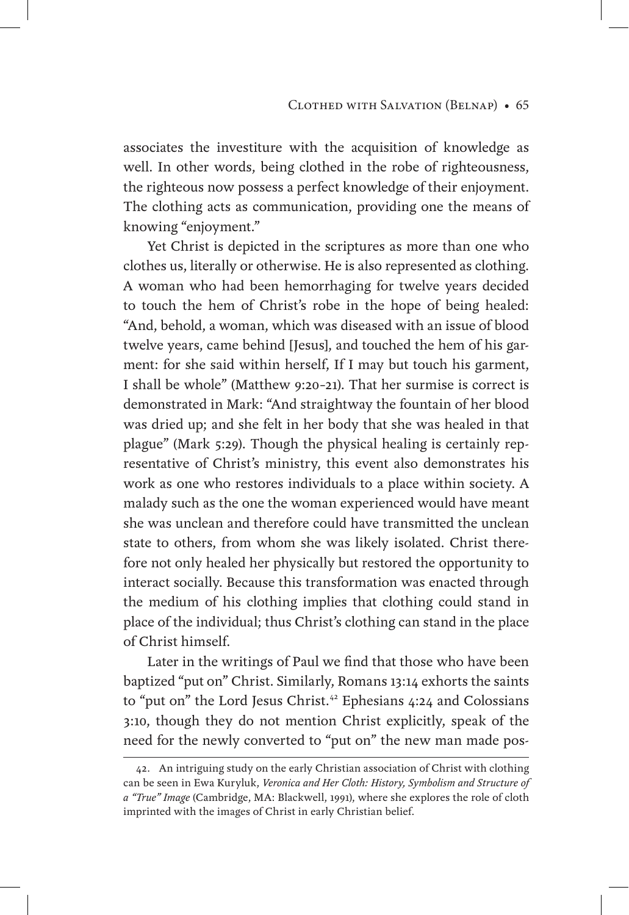associates the investiture with the acquisition of knowledge as well. In other words, being clothed in the robe of righteousness, the righteous now possess a perfect knowledge of their enjoyment. The clothing acts as communication, providing one the means of knowing "enjoyment."

Yet Christ is depicted in the scriptures as more than one who clothes us, literally or otherwise. He is also represented as clothing. A woman who had been hemorrhaging for twelve years decided to touch the hem of Christ's robe in the hope of being healed: "And, behold, a woman, which was diseased with an issue of blood twelve years, came behind [Jesus], and touched the hem of his garment: for she said within herself, If I may but touch his garment, I shall be whole" (Matthew 9:20–21). That her surmise is correct is demonstrated in Mark: "And straightway the fountain of her blood was dried up; and she felt in her body that she was healed in that plague" (Mark 5:29). Though the physical healing is certainly representative of Christ's ministry, this event also demonstrates his work as one who restores individuals to a place within society. A malady such as the one the woman experienced would have meant she was unclean and therefore could have transmitted the unclean state to others, from whom she was likely isolated. Christ therefore not only healed her physically but restored the opportunity to interact socially. Because this transformation was enacted through the medium of his clothing implies that clothing could stand in place of the individual; thus Christ's clothing can stand in the place of Christ himself.

Later in the writings of Paul we find that those who have been baptized "put on" Christ. Similarly, Romans 13:14 exhorts the saints to "put on" the Lord Jesus Christ.[42] Ephesians 4:24 and Colossians 3:10, though they do not mention Christ explicitly, speak of the need for the newly converted to "put on" the new man made pos-

---

42. An intriguing study on the early Christian association of Christ with clothing can be seen in Ewa Kuryluk, *Veronica and Her Cloth: History, Symbolism and Structure of a "True" Image* (Cambridge, MA: Blackwell, 1991), where she explores the role of cloth imprinted with the images of Christ in early Christian belief.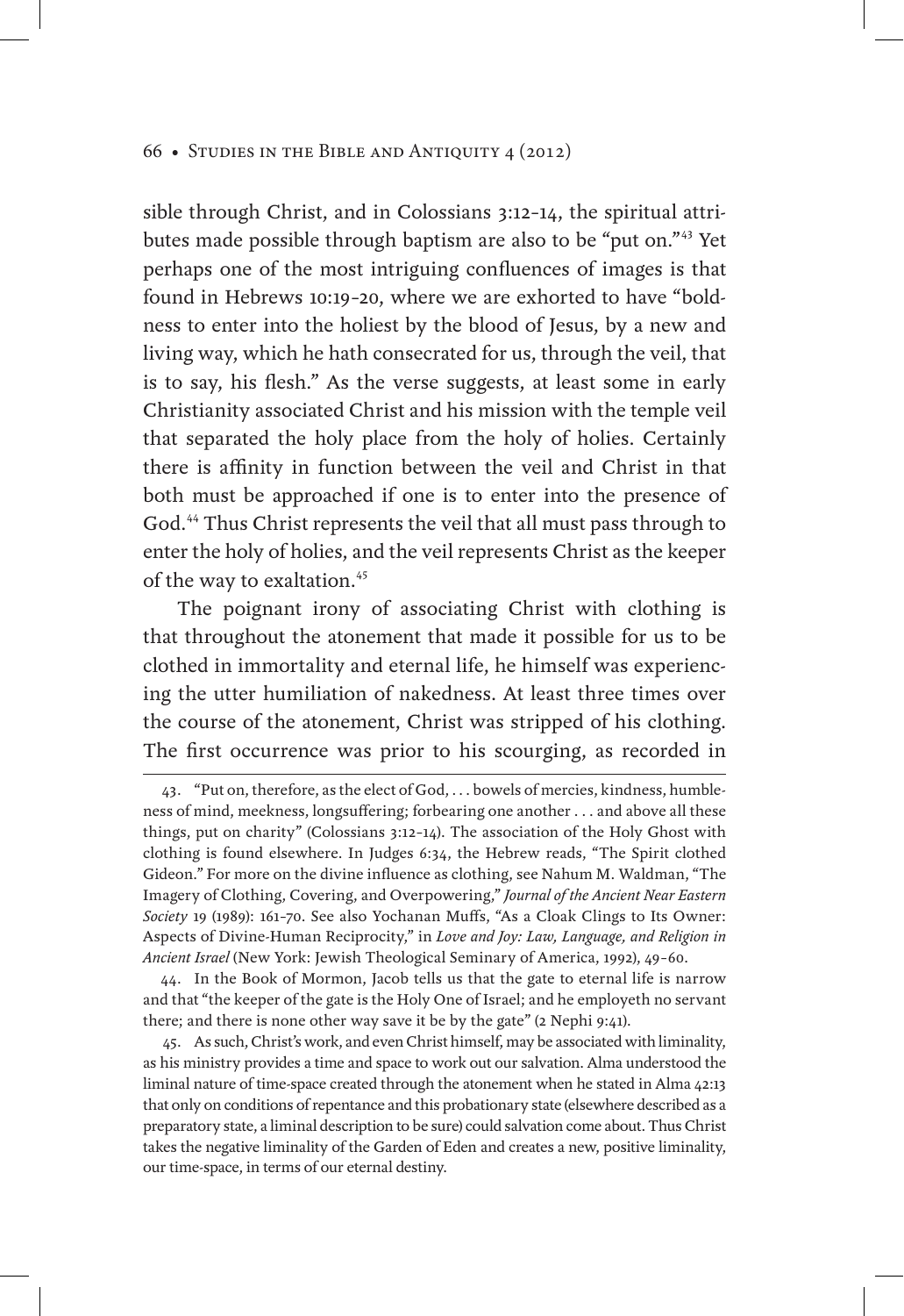sible through Christ, and in Colossians 3:12–14, the spiritual attributes made possible through baptism are also to be "put on."[43] Yet perhaps one of the most intriguing confluences of images is that found in Hebrews 10:19–20, where we are exhorted to have "boldness to enter into the holiest by the blood of Jesus, by a new and living way, which he hath consecrated for us, through the veil, that is to say, his flesh." As the verse suggests, at least some in early Christianity associated Christ and his mission with the temple veil that separated the holy place from the holy of holies. Certainly there is affinity in function between the veil and Christ in that both must be approached if one is to enter into the presence of God.[44] Thus Christ represents the veil that all must pass through to enter the holy of holies, and the veil represents Christ as the keeper of the way to exaltation.[45]

The poignant irony of associating Christ with clothing is that throughout the atonement that made it possible for us to be clothed in immortality and eternal life, he himself was experiencing the utter humiliation of nakedness. At least three times over the course of the atonement, Christ was stripped of his clothing. The first occurrence was prior to his scourging, as recorded in

---

43. "Put on, therefore, as the elect of God, . . . bowels of mercies, kindness, humbleness of mind, meekness, longsuffering; forbearing one another . . . and above all these things, put on charity" (Colossians 3:12–14). The association of the Holy Ghost with clothing is found elsewhere. In Judges 6:34, the Hebrew reads, "The Spirit clothed Gideon." For more on the divine influence as clothing, see Nahum M. Waldman, "The Imagery of Clothing, Covering, and Overpowering," *Journal of the Ancient Near Eastern Society* 19 (1989): 161–70. See also Yochanan Muffs, "As a Cloak Clings to Its Owner: Aspects of Divine-Human Reciprocity," in *Love and Joy: Law, Language, and Religion in Ancient Israel* (New York: Jewish Theological Seminary of America, 1992), 49–60.

44. In the Book of Mormon, Jacob tells us that the gate to eternal life is narrow and that "the keeper of the gate is the Holy One of Israel; and he employeth no servant there; and there is none other way save it be by the gate" (2 Nephi 9:41).

45. As such, Christ's work, and even Christ himself, may be associated with liminality, as his ministry provides a time and space to work out our salvation. Alma understood the liminal nature of time-space created through the atonement when he stated in Alma 42:13 that only on conditions of repentance and this probationary state (elsewhere described as a preparatory state, a liminal description to be sure) could salvation come about. Thus Christ takes the negative liminality of the Garden of Eden and creates a new, positive liminality, our time-space, in terms of our eternal destiny.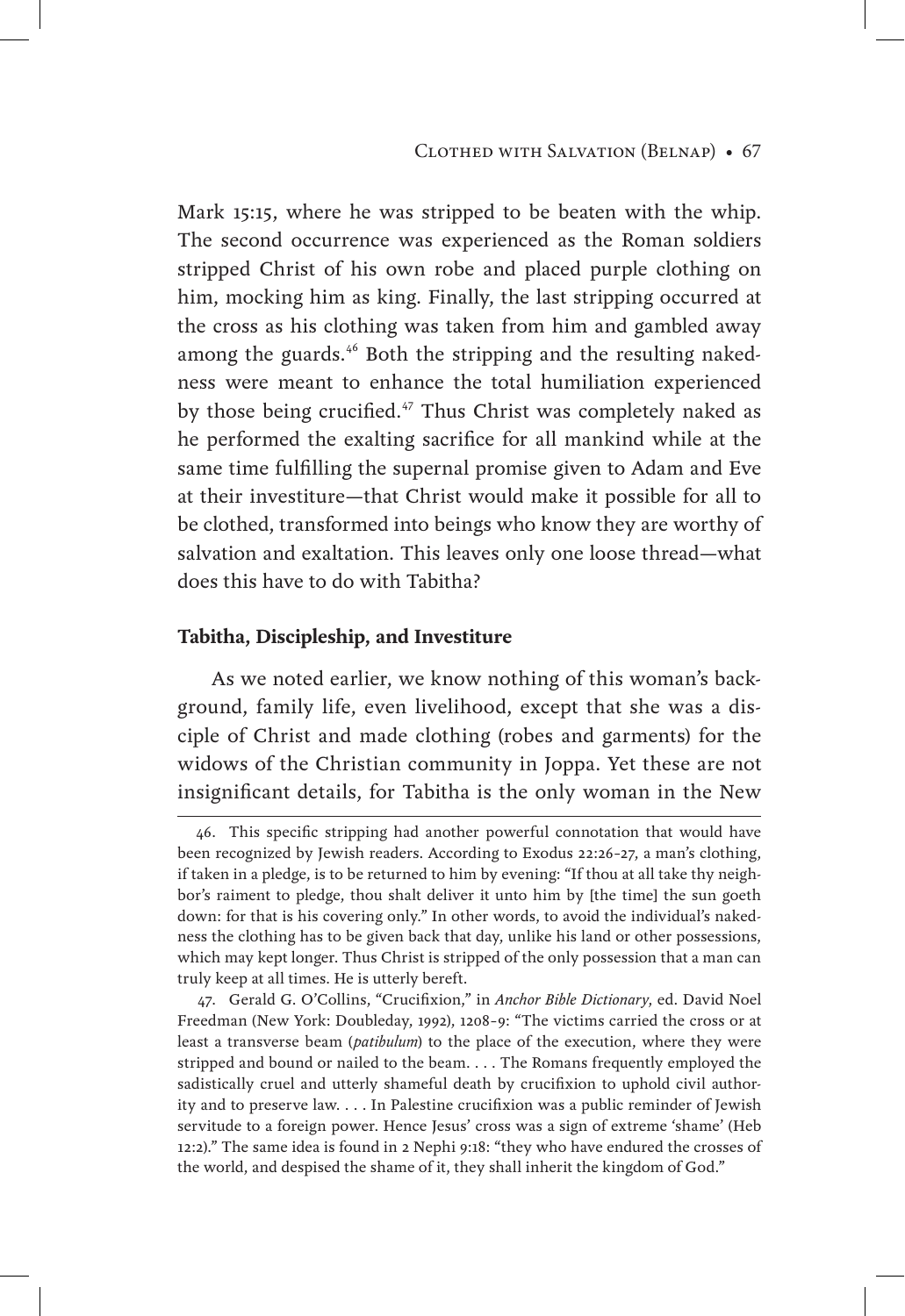Mark 15:15, where he was stripped to be beaten with the whip. The second occurrence was experienced as the Roman soldiers stripped Christ of his own robe and placed purple clothing on him, mocking him as king. Finally, the last stripping occurred at the cross as his clothing was taken from him and gambled away among the guards.[46] Both the stripping and the resulting nakedness were meant to enhance the total humiliation experienced by those being crucified.[47] Thus Christ was completely naked as he performed the exalting sacrifice for all mankind while at the same time fulfilling the supernal promise given to Adam and Eve at their investiture—that Christ would make it possible for all to be clothed, transformed into beings who know they are worthy of salvation and exaltation. This leaves only one loose thread—what does this have to do with Tabitha?

### Tabitha, Discipleship, and Investiture

As we noted earlier, we know nothing of this woman's background, family life, even livelihood, except that she was a disciple of Christ and made clothing (robes and garments) for the widows of the Christian community in Joppa. Yet these are not insignificant details, for Tabitha is the only woman in the New

---

46. This specific stripping had another powerful connotation that would have been recognized by Jewish readers. According to Exodus 22:26–27, a man's clothing, if taken in a pledge, is to be returned to him by evening: "If thou at all take thy neighbor's raiment to pledge, thou shalt deliver it unto him by [the time] the sun goeth down: for that is his covering only." In other words, to avoid the individual's nakedness the clothing has to be given back that day, unlike his land or other possessions, which may kept longer. Thus Christ is stripped of the only possession that a man can truly keep at all times. He is utterly bereft.

47. Gerald G. O'Collins, "Crucifixion," in *Anchor Bible Dictionary*, ed. David Noel Freedman (New York: Doubleday, 1992), 1208–9: "The victims carried the cross or at least a transverse beam (*patibulum*) to the place of the execution, where they were stripped and bound or nailed to the beam. . . . The Romans frequently employed the sadistically cruel and utterly shameful death by crucifixion to uphold civil authority and to preserve law. . . . In Palestine crucifixion was a public reminder of Jewish servitude to a foreign power. Hence Jesus' cross was a sign of extreme 'shame' (Heb 12:2)." The same idea is found in 2 Nephi 9:18: "they who have endured the crosses of the world, and despised the shame of it, they shall inherit the kingdom of God."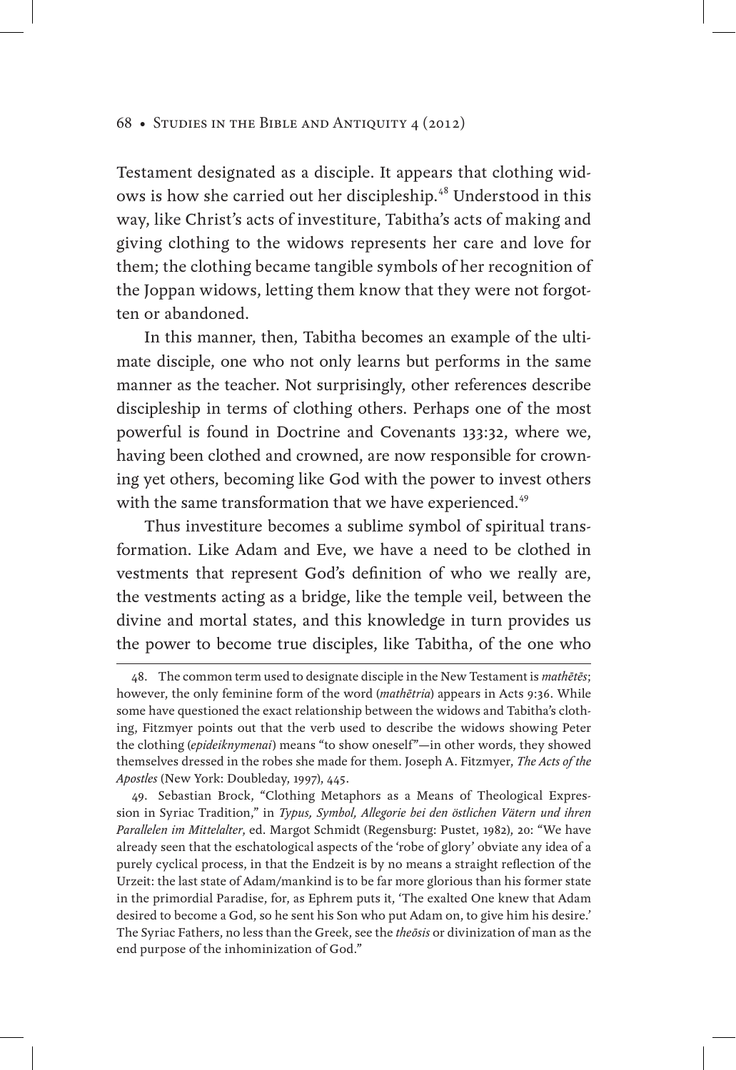Testament designated as a disciple. It appears that clothing widows is how she carried out her discipleship.[48] Understood in this way, like Christ's acts of investiture, Tabitha's acts of making and giving clothing to the widows represents her care and love for them; the clothing became tangible symbols of her recognition of the Joppan widows, letting them know that they were not forgotten or abandoned.

In this manner, then, Tabitha becomes an example of the ultimate disciple, one who not only learns but performs in the same manner as the teacher. Not surprisingly, other references describe discipleship in terms of clothing others. Perhaps one of the most powerful is found in Doctrine and Covenants 133:32, where we, having been clothed and crowned, are now responsible for crowning yet others, becoming like God with the power to invest others with the same transformation that we have experienced.[49]

Thus investiture becomes a sublime symbol of spiritual transformation. Like Adam and Eve, we have a need to be clothed in vestments that represent God's definition of who we really are, the vestments acting as a bridge, like the temple veil, between the divine and mortal states, and this knowledge in turn provides us the power to become true disciples, like Tabitha, of the one who

---

48. The common term used to designate disciple in the New Testament is *mathētēs*; however, the only feminine form of the word (*mathētria*) appears in Acts 9:36. While some have questioned the exact relationship between the widows and Tabitha's clothing, Fitzmyer points out that the verb used to describe the widows showing Peter the clothing (*epideiknymenai*) means "to show oneself"—in other words, they showed themselves dressed in the robes she made for them. Joseph A. Fitzmyer, *The Acts of the Apostles* (New York: Doubleday, 1997), 445.

49. Sebastian Brock, "Clothing Metaphors as a Means of Theological Expression in Syriac Tradition," in *Typus, Symbol, Allegorie bei den östlichen Vätern und ihren Parallelen im Mittelalter*, ed. Margot Schmidt (Regensburg: Pustet, 1982), 20: "We have already seen that the eschatological aspects of the 'robe of glory' obviate any idea of a purely cyclical process, in that the Endzeit is by no means a straight reflection of the Urzeit: the last state of Adam/mankind is to be far more glorious than his former state in the primordial Paradise, for, as Ephrem puts it, 'The exalted One knew that Adam desired to become a God, so he sent his Son who put Adam on, to give him his desire.' The Syriac Fathers, no less than the Greek, see the *theōsis* or divinization of man as the end purpose of the inhominization of God."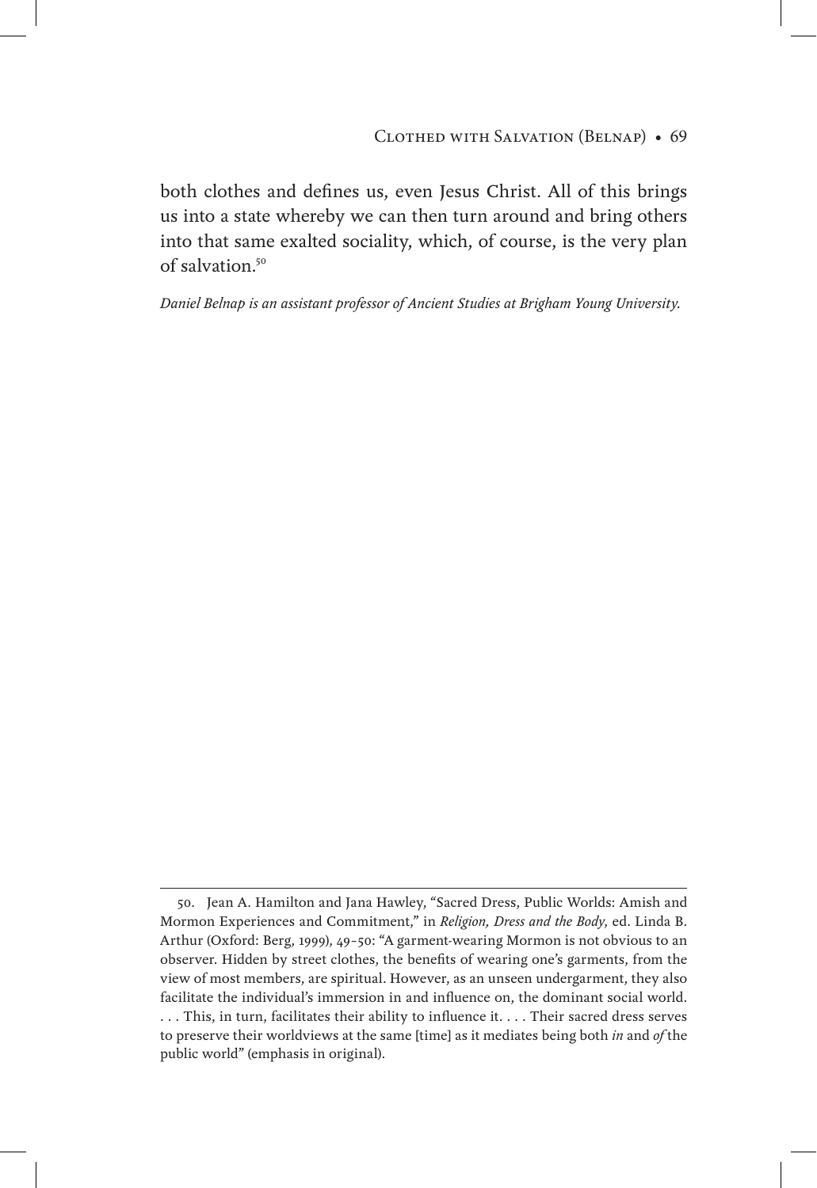both clothes and defines us, even Jesus Christ. All of this brings us into a state whereby we can then turn around and bring others into that same exalted sociality, which, of course, is the very plan of salvation.[50]

*Daniel Belnap is an assistant professor of Ancient Studies at Brigham Young University.*

---

50. Jean A. Hamilton and Jana Hawley, "Sacred Dress, Public Worlds: Amish and Mormon Experiences and Commitment," in *Religion, Dress and the Body*, ed. Linda B. Arthur (Oxford: Berg, 1999), 49–50: "A garment-wearing Mormon is not obvious to an observer. Hidden by street clothes, the benefits of wearing one's garments, from the view of most members, are spiritual. However, as an unseen undergarment, they also facilitate the individual's immersion in and influence on, the dominant social world. . . . This, in turn, facilitates their ability to influence it. . . . Their sacred dress serves to preserve their worldviews at the same [time] as it mediates being both *in* and *of* the public world" (emphasis in original).